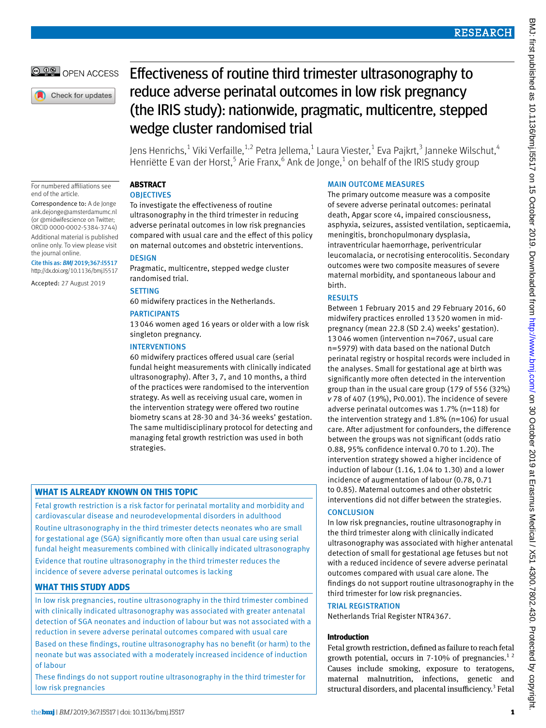# Effectiveness of routine third trimester ultrasonography to reduce adverse perinatal outcomes in low risk pregnancy (the IRIS study): nationwide, pragmatic, multicentre, stepped wedge cluster randomised trial

Jens Henrichs,[1] Viki Verfaille,[1,2] Petra Jellema,[1] Laura Viester,[1] Eva Pajkrt,[3] Janneke Wilschut,[4] Henriëtte E van der Horst,[5] Arie Franx,[6] Ank de Jonge,[1] on behalf of the IRIS study group

For numbered affiliations see end of the article.

Correspondence to: A de Jonge ank.dejonge@amsterdamumc.nl (or @midwifescience on Twitter; ORCID 0000-0002-5384-3744)

Additional material is published online only. To view please visit the journal online.

Cite this as: *BMJ* 2019;367:l5517
http://dx.doi.org/10.1136/bmj.l5517

Accepted: 27 August 2019

## ABSTRACT

### OBJECTIVES

To investigate the effectiveness of routine ultrasonography in the third trimester in reducing adverse perinatal outcomes in low risk pregnancies compared with usual care and the effect of this policy on maternal outcomes and obstetric interventions.

### DESIGN

Pragmatic, multicentre, stepped wedge cluster randomised trial.

### SETTING

60 midwifery practices in the Netherlands.

### PARTICIPANTS

13 046 women aged 16 years or older with a low risk singleton pregnancy.

### INTERVENTIONS

60 midwifery practices offered usual care (serial fundal height measurements with clinically indicated ultrasonography). After 3, 7, and 10 months, a third of the practices were randomised to the intervention strategy. As well as receiving usual care, women in the intervention strategy were offered two routine biometry scans at 28-30 and 34-36 weeks' gestation. The same multidisciplinary protocol for detecting and managing fetal growth restriction was used in both strategies.

### MAIN OUTCOME MEASURES

The primary outcome measure was a composite of severe adverse perinatal outcomes: perinatal death, Apgar score <4, impaired consciousness, asphyxia, seizures, assisted ventilation, septicaemia, meningitis, bronchopulmonary dysplasia, intraventricular haemorrhage, periventricular leucomalacia, or necrotising enterocolitis. Secondary outcomes were two composite measures of severe maternal morbidity, and spontaneous labour and birth.

### RESULTS

Between 1 February 2015 and 29 February 2016, 60 midwifery practices enrolled 13 520 women in mid-pregnancy (mean 22.8 (SD 2.4) weeks' gestation). 13 046 women (intervention n=7067, usual care n=5979) with data based on the national Dutch perinatal registry or hospital records were included in the analyses. Small for gestational age at birth was significantly more often detected in the intervention group than in the usual care group (179 of 556 (32%) *v* 78 of 407 (19%), P<0.001). The incidence of severe adverse perinatal outcomes was 1.7% (n=118) for the intervention strategy and 1.8% (n=106) for usual care. After adjustment for confounders, the difference between the groups was not significant (odds ratio 0.88, 95% confidence interval 0.70 to 1.20). The intervention strategy showed a higher incidence of induction of labour (1.16, 1.04 to 1.30) and a lower incidence of augmentation of labour (0.78, 0.71 to 0.85). Maternal outcomes and other obstetric interventions did not differ between the strategies.

### CONCLUSION

In low risk pregnancies, routine ultrasonography in the third trimester along with clinically indicated ultrasonography was associated with higher antenatal detection of small for gestational age fetuses but not with a reduced incidence of severe adverse perinatal outcomes compared with usual care alone. The findings do not support routine ultrasonography in the third trimester for low risk pregnancies.

### TRIAL REGISTRATION

Netherlands Trial Register NTR4367.

## WHAT IS ALREADY KNOWN ON THIS TOPIC

Fetal growth restriction is a risk factor for perinatal mortality and morbidity and cardiovascular disease and neurodevelopmental disorders in adulthood

Routine ultrasonography in the third trimester detects neonates who are small for gestational age (SGA) significantly more often than usual care using serial fundal height measurements combined with clinically indicated ultrasonography

Evidence that routine ultrasonography in the third trimester reduces the incidence of severe adverse perinatal outcomes is lacking

## WHAT THIS STUDY ADDS

In low risk pregnancies, routine ultrasonography in the third trimester combined with clinically indicated ultrasonography was associated with greater antenatal detection of SGA neonates and induction of labour but was not associated with a reduction in severe adverse perinatal outcomes compared with usual care

Based on these findings, routine ultrasonography has no benefit (or harm) to the neonate but was associated with a moderately increased incidence of induction of labour

These findings do not support routine ultrasonography in the third trimester for low risk pregnancies

## Introduction

Fetal growth restriction, defined as failure to reach fetal growth potential, occurs in 7-10% of pregnancies.[1 2] Causes include smoking, exposure to teratogens, maternal malnutrition, infections, genetic and structural disorders, and placental insufficiency.[3] Fetal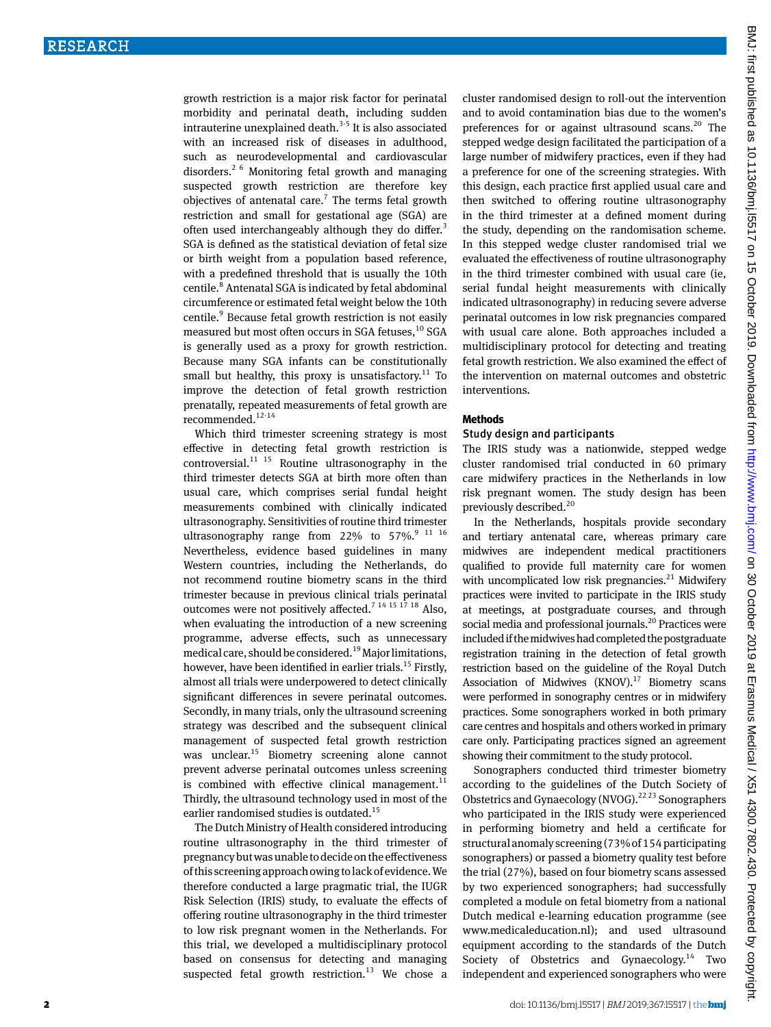growth restriction is a major risk factor for perinatal morbidity and perinatal death, including sudden intrauterine unexplained death.[3-5] It is also associated with an increased risk of diseases in adulthood, such as neurodevelopmental and cardiovascular disorders.[2 6] Monitoring fetal growth and managing suspected growth restriction are therefore key objectives of antenatal care.[7] The terms fetal growth restriction and small for gestational age (SGA) are often used interchangeably although they do differ.[3] SGA is defined as the statistical deviation of fetal size or birth weight from a population based reference, with a predefined threshold that is usually the 10th centile.[8] Antenatal SGA is indicated by fetal abdominal circumference or estimated fetal weight below the 10th centile.[9] Because fetal growth restriction is not easily measured but most often occurs in SGA fetuses,[10] SGA is generally used as a proxy for growth restriction. Because many SGA infants can be constitutionally small but healthy, this proxy is unsatisfactory.[11] To improve the detection of fetal growth restriction prenatally, repeated measurements of fetal growth are recommended.[12-14]

Which third trimester screening strategy is most effective in detecting fetal growth restriction is controversial.[11 15] Routine ultrasonography in the third trimester detects SGA at birth more often than usual care, which comprises serial fundal height measurements combined with clinically indicated ultrasonography. Sensitivities of routine third trimester ultrasonography range from 22% to 57%.[9 11 16] Nevertheless, evidence based guidelines in many Western countries, including the Netherlands, do not recommend routine biometry scans in the third trimester because in previous clinical trials perinatal outcomes were not positively affected.[7 14 15 17 18] Also, when evaluating the introduction of a new screening programme, adverse effects, such as unnecessary medical care, should be considered.[19] Major limitations, however, have been identified in earlier trials.[15] Firstly, almost all trials were underpowered to detect clinically significant differences in severe perinatal outcomes. Secondly, in many trials, only the ultrasound screening strategy was described and the subsequent clinical management of suspected fetal growth restriction was unclear.[15] Biometry screening alone cannot prevent adverse perinatal outcomes unless screening is combined with effective clinical management.[11] Thirdly, the ultrasound technology used in most of the earlier randomised studies is outdated.[15]

The Dutch Ministry of Health considered introducing routine ultrasonography in the third trimester of pregnancy but was unable to decide on the effectiveness of this screening approach owing to lack of evidence. We therefore conducted a large pragmatic trial, the IUGR Risk Selection (IRIS) study, to evaluate the effects of offering routine ultrasonography in the third trimester to low risk pregnant women in the Netherlands. For this trial, we developed a multidisciplinary protocol based on consensus for detecting and managing suspected fetal growth restriction.[13] We chose a cluster randomised design to roll-out the intervention and to avoid contamination bias due to the women's preferences for or against ultrasound scans.[20] The stepped wedge design facilitated the participation of a large number of midwifery practices, even if they had a preference for one of the screening strategies. With this design, each practice first applied usual care and then switched to offering routine ultrasonography in the third trimester at a defined moment during the study, depending on the randomisation scheme. In this stepped wedge cluster randomised trial we evaluated the effectiveness of routine ultrasonography in the third trimester combined with usual care (ie, serial fundal height measurements with clinically indicated ultrasonography) in reducing severe adverse perinatal outcomes in low risk pregnancies compared with usual care alone. Both approaches included a multidisciplinary protocol for detecting and treating fetal growth restriction. We also examined the effect of the intervention on maternal outcomes and obstetric interventions.

## Methods

### Study design and participants

The IRIS study was a nationwide, stepped wedge cluster randomised trial conducted in 60 primary care midwifery practices in the Netherlands in low risk pregnant women. The study design has been previously described.[20]

In the Netherlands, hospitals provide secondary and tertiary antenatal care, whereas primary care midwives are independent medical practitioners qualified to provide full maternity care for women with uncomplicated low risk pregnancies.[21] Midwifery practices were invited to participate in the IRIS study at meetings, at postgraduate courses, and through social media and professional journals.[20] Practices were included if the midwives had completed the postgraduate registration training in the detection of fetal growth restriction based on the guideline of the Royal Dutch Association of Midwives (KNOV).[17] Biometry scans were performed in sonography centres or in midwifery practices. Some sonographers worked in both primary care centres and hospitals and others worked in primary care only. Participating practices signed an agreement showing their commitment to the study protocol.

Sonographers conducted third trimester biometry according to the guidelines of the Dutch Society of Obstetrics and Gynaecology (NVOG).[22 23] Sonographers who participated in the IRIS study were experienced in performing biometry and held a certificate for structural anomaly screening (73% of 154 participating sonographers) or passed a biometry quality test before the trial (27%), based on four biometry scans assessed by two experienced sonographers; had successfully completed a module on fetal biometry from a national Dutch medical e-learning education programme (see www.medicaleducation.nl); and used ultrasound equipment according to the standards of the Dutch Society of Obstetrics and Gynaecology.[14] Two independent and experienced sonographers who were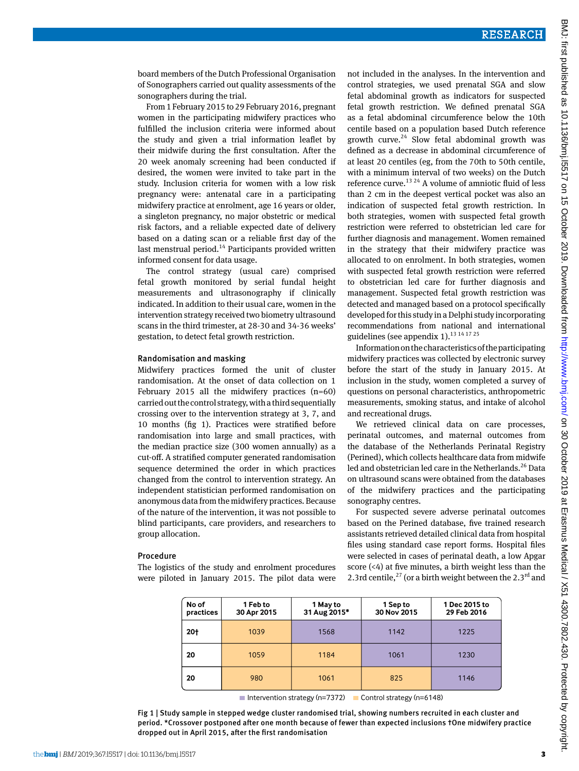board members of the Dutch Professional Organisation of Sonographers carried out quality assessments of the sonographers during the trial.

From 1 February 2015 to 29 February 2016, pregnant women in the participating midwifery practices who fulfilled the inclusion criteria were informed about the study and given a trial information leaflet by their midwife during the first consultation. After the 20 week anomaly screening had been conducted if desired, the women were invited to take part in the study. Inclusion criteria for women with a low risk pregnancy were: antenatal care in a participating midwifery practice at enrolment, age 16 years or older, a singleton pregnancy, no major obstetric or medical risk factors, and a reliable expected date of delivery based on a dating scan or a reliable first day of the last menstrual period.[14] Participants provided written informed consent for data usage.

The control strategy (usual care) comprised fetal growth monitored by serial fundal height measurements and ultrasonography if clinically indicated. In addition to their usual care, women in the intervention strategy received two biometry ultrasound scans in the third trimester, at 28-30 and 34-36 weeks' gestation, to detect fetal growth restriction.

### Randomisation and masking

Midwifery practices formed the unit of cluster randomisation. At the onset of data collection on 1 February 2015 all the midwifery practices (n=60) carried out the control strategy, with a third sequentially crossing over to the intervention strategy at 3, 7, and 10 months (fig 1). Practices were stratified before randomisation into large and small practices, with the median practice size (300 women annually) as a cut-off. A stratified computer generated randomisation sequence determined the order in which practices changed from the control to intervention strategy. An independent statistician performed randomisation on anonymous data from the midwifery practices. Because of the nature of the intervention, it was not possible to blind participants, care providers, and researchers to group allocation.

### Procedure

The logistics of the study and enrolment procedures were piloted in January 2015. The pilot data were not included in the analyses. In the intervention and control strategies, we used prenatal SGA and slow fetal abdominal growth as indicators for suspected fetal growth restriction. We defined prenatal SGA as a fetal abdominal circumference below the 10th centile based on a population based Dutch reference growth curve.[24] Slow fetal abdominal growth was defined as a decrease in abdominal circumference of at least 20 centiles (eg, from the 70th to 50th centile, with a minimum interval of two weeks) on the Dutch reference curve.[13 24] A volume of amniotic fluid of less than 2 cm in the deepest vertical pocket was also an indication of suspected fetal growth restriction. In both strategies, women with suspected fetal growth restriction were referred to obstetrician led care for further diagnosis and management. Women remained in the strategy that their midwifery practice was allocated to on enrolment. In both strategies, women with suspected fetal growth restriction were referred to obstetrician led care for further diagnosis and management. Suspected fetal growth restriction was detected and managed based on a protocol specifically developed for this study in a Delphi study incorporating recommendations from national and international guidelines (see appendix 1).[13 14 17 25]

Information on the characteristics of the participating midwifery practices was collected by electronic survey before the start of the study in January 2015. At inclusion in the study, women completed a survey of questions on personal characteristics, anthropometric measurements, smoking status, and intake of alcohol and recreational drugs.

We retrieved clinical data on care processes, perinatal outcomes, and maternal outcomes from the database of the Netherlands Perinatal Registry (Perined), which collects healthcare data from midwife led and obstetrician led care in the Netherlands.[26] Data on ultrasound scans were obtained from the databases of the midwifery practices and the participating sonography centres.

For suspected severe adverse perinatal outcomes based on the Perined database, five trained research assistants retrieved detailed clinical data from hospital files using standard case report forms. Hospital files were selected in cases of perinatal death, a low Apgar score (<4) at five minutes, a birth weight less than the 2.3rd centile,[27] (or a birth weight between the 2.3rd and

| No of practices | 1 Feb to 30 Apr 2015 | 1 May to 31 Aug 2015* | 1 Sep to 30 Nov 2015 | 1 Dec 2015 to 29 Feb 2016 |
|---|---|---|---|---|
| 20† | 1039 | 1568 | 1142 | 1225 |
| 20 | 1059 | 1184 | 1061 | 1230 |
| 20 | 980 | 1061 | 825 | 1146 |

Intervention strategy (n=7372) Control strategy (n=6148)

Fig 1 | Study sample in stepped wedge cluster randomised trial, showing numbers recruited in each cluster and period. *Crossover postponed after one month because of fewer than expected inclusions †One midwifery practice dropped out in April 2015, after the first randomisation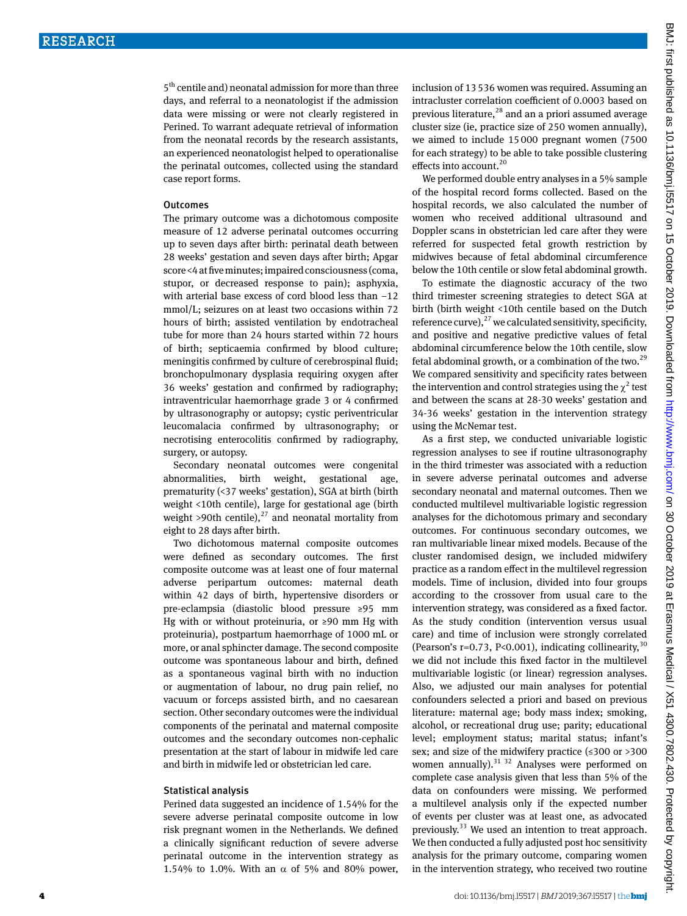5th centile and) neonatal admission for more than three days, and referral to a neonatologist if the admission data were missing or were not clearly registered in Perined. To warrant adequate retrieval of information from the neonatal records by the research assistants, an experienced neonatologist helped to operationalise the perinatal outcomes, collected using the standard case report forms.

### Outcomes

The primary outcome was a dichotomous composite measure of 12 adverse perinatal outcomes occurring up to seven days after birth: perinatal death between 28 weeks' gestation and seven days after birth; Apgar score <4 at five minutes; impaired consciousness (coma, stupor, or decreased response to pain); asphyxia, with arterial base excess of cord blood less than −12 mmol/L; seizures on at least two occasions within 72 hours of birth; assisted ventilation by endotracheal tube for more than 24 hours started within 72 hours of birth; septicaemia confirmed by blood culture; meningitis confirmed by culture of cerebrospinal fluid; bronchopulmonary dysplasia requiring oxygen after 36 weeks' gestation and confirmed by radiography; intraventricular haemorrhage grade 3 or 4 confirmed by ultrasonography or autopsy; cystic periventricular leucomalacia confirmed by ultrasonography; or necrotising enterocolitis confirmed by radiography, surgery, or autopsy.

Secondary neonatal outcomes were congenital abnormalities, birth weight, gestational age, prematurity (<37 weeks' gestation), SGA at birth (birth weight <10th centile), large for gestational age (birth weight >90th centile),[27] and neonatal mortality from eight to 28 days after birth.

Two dichotomous maternal composite outcomes were defined as secondary outcomes. The first composite outcome was at least one of four maternal adverse peripartum outcomes: maternal death within 42 days of birth, hypertensive disorders or pre-eclampsia (diastolic blood pressure ≥95 mm Hg with or without proteinuria, or ≥90 mm Hg with proteinuria), postpartum haemorrhage of 1000 mL or more, or anal sphincter damage. The second composite outcome was spontaneous labour and birth, defined as a spontaneous vaginal birth with no induction or augmentation of labour, no drug pain relief, no vacuum or forceps assisted birth, and no caesarean section. Other secondary outcomes were the individual components of the perinatal and maternal composite outcomes and the secondary outcomes non-cephalic presentation at the start of labour in midwife led care and birth in midwife led or obstetrician led care.

### Statistical analysis

Perined data suggested an incidence of 1.54% for the severe adverse perinatal composite outcome in low risk pregnant women in the Netherlands. We defined a clinically significant reduction of severe adverse perinatal outcome in the intervention strategy as 1.54% to 1.0%. With an $\alpha$ of 5% and 80% power, inclusion of 13 536 women was required. Assuming an intracluster correlation coefficient of 0.0003 based on previous literature,[28] and an a priori assumed average cluster size (ie, practice size of 250 women annually), we aimed to include 15 000 pregnant women (7500 for each strategy) to be able to take possible clustering effects into account.[20]

We performed double entry analyses in a 5% sample of the hospital record forms collected. Based on the hospital records, we also calculated the number of women who received additional ultrasound and Doppler scans in obstetrician led care after they were referred for suspected fetal growth restriction by midwives because of fetal abdominal circumference below the 10th centile or slow fetal abdominal growth.

To estimate the diagnostic accuracy of the two third trimester screening strategies to detect SGA at birth (birth weight <10th centile based on the Dutch reference curve),[27] we calculated sensitivity, specificity, and positive and negative predictive values of fetal abdominal circumference below the 10th centile, slow fetal abdominal growth, or a combination of the two.[29] We compared sensitivity and specificity rates between the intervention and control strategies using the $\chi^2$ test and between the scans at 28-30 weeks' gestation and 34-36 weeks' gestation in the intervention strategy using the McNemar test.

As a first step, we conducted univariable logistic regression analyses to see if routine ultrasonography in the third trimester was associated with a reduction in severe adverse perinatal outcomes and adverse secondary neonatal and maternal outcomes. Then we conducted multilevel multivariable logistic regression analyses for the dichotomous primary and secondary outcomes. For continuous secondary outcomes, we ran multivariable linear mixed models. Because of the cluster randomised design, we included midwifery practice as a random effect in the multilevel regression models. Time of inclusion, divided into four groups according to the crossover from usual care to the intervention strategy, was considered as a fixed factor. As the study condition (intervention versus usual care) and time of inclusion were strongly correlated (Pearson's r=0.73, P<0.001), indicating collinearity,[30] we did not include this fixed factor in the multilevel multivariable logistic (or linear) regression analyses. Also, we adjusted our main analyses for potential confounders selected a priori and based on previous literature: maternal age; body mass index; smoking, alcohol, or recreational drug use; parity; educational level; employment status; marital status; infant's sex; and size of the midwifery practice (≤300 or >300 women annually).[31 32] Analyses were performed on complete case analysis given that less than 5% of the data on confounders were missing. We performed a multilevel analysis only if the expected number of events per cluster was at least one, as advocated previously.[33] We used an intention to treat approach. We then conducted a fully adjusted post hoc sensitivity analysis for the primary outcome, comparing women in the intervention strategy, who received two routine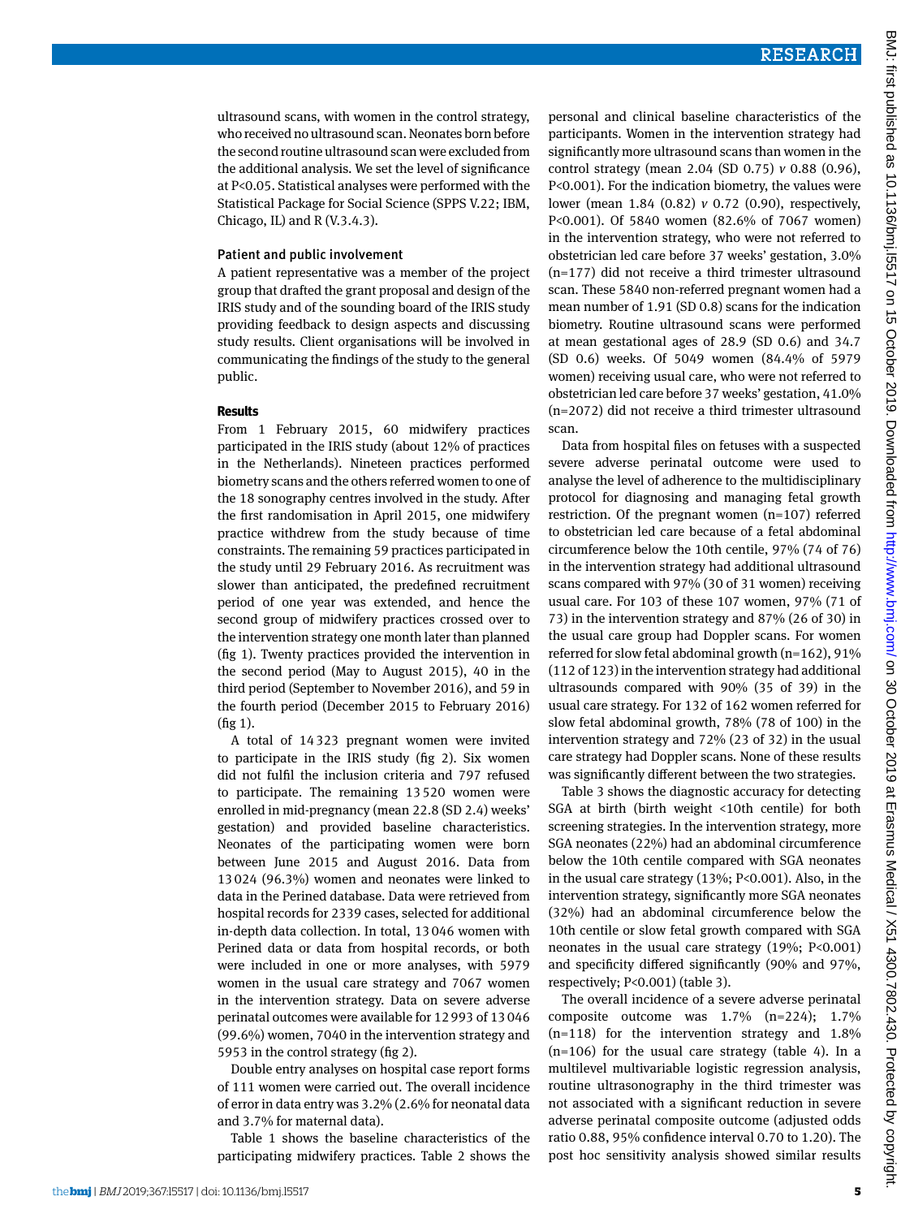ultrasound scans, with women in the control strategy, who received no ultrasound scan. Neonates born before the second routine ultrasound scan were excluded from the additional analysis. We set the level of significance at P<0.05. Statistical analyses were performed with the Statistical Package for Social Science (SPPS V.22; IBM, Chicago, IL) and R (V.3.4.3).

### Patient and public involvement

A patient representative was a member of the project group that drafted the grant proposal and design of the IRIS study and of the sounding board of the IRIS study providing feedback to design aspects and discussing study results. Client organisations will be involved in communicating the findings of the study to the general public.

## Results

From 1 February 2015, 60 midwifery practices participated in the IRIS study (about 12% of practices in the Netherlands). Nineteen practices performed biometry scans and the others referred women to one of the 18 sonography centres involved in the study. After the first randomisation in April 2015, one midwifery practice withdrew from the study because of time constraints. The remaining 59 practices participated in the study until 29 February 2016. As recruitment was slower than anticipated, the predefined recruitment period of one year was extended, and hence the second group of midwifery practices crossed over to the intervention strategy one month later than planned (fig 1). Twenty practices provided the intervention in the second period (May to August 2015), 40 in the third period (September to November 2016), and 59 in the fourth period (December 2015 to February 2016) (fig 1).

A total of 14 323 pregnant women were invited to participate in the IRIS study (fig 2). Six women did not fulfil the inclusion criteria and 797 refused to participate. The remaining 13 520 women were enrolled in mid-pregnancy (mean 22.8 (SD 2.4) weeks' gestation) and provided baseline characteristics. Neonates of the participating women were born between June 2015 and August 2016. Data from 13 024 (96.3%) women and neonates were linked to data in the Perined database. Data were retrieved from hospital records for 2339 cases, selected for additional in-depth data collection. In total, 13 046 women with Perined data or data from hospital records, or both were included in one or more analyses, with 5979 women in the usual care strategy and 7067 women in the intervention strategy. Data on severe adverse perinatal outcomes were available for 12 993 of 13 046 (99.6%) women, 7040 in the intervention strategy and 5953 in the control strategy (fig 2).

Double entry analyses on hospital case report forms of 111 women were carried out. The overall incidence of error in data entry was 3.2% (2.6% for neonatal data and 3.7% for maternal data).

Table 1 shows the baseline characteristics of the participating midwifery practices. Table 2 shows the personal and clinical baseline characteristics of the participants. Women in the intervention strategy had significantly more ultrasound scans than women in the control strategy (mean 2.04 (SD 0.75) *v* 0.88 (0.96), P<0.001). For the indication biometry, the values were lower (mean 1.84 (0.82) *v* 0.72 (0.90), respectively, P<0.001). Of 5840 women (82.6% of 7067 women) in the intervention strategy, who were not referred to obstetrician led care before 37 weeks' gestation, 3.0% (n=177) did not receive a third trimester ultrasound scan. These 5840 non-referred pregnant women had a mean number of 1.91 (SD 0.8) scans for the indication biometry. Routine ultrasound scans were performed at mean gestational ages of 28.9 (SD 0.6) and 34.7 (SD 0.6) weeks. Of 5049 women (84.4% of 5979 women) receiving usual care, who were not referred to obstetrician led care before 37 weeks' gestation, 41.0% (n=2072) did not receive a third trimester ultrasound scan.

Data from hospital files on fetuses with a suspected severe adverse perinatal outcome were used to analyse the level of adherence to the multidisciplinary protocol for diagnosing and managing fetal growth restriction. Of the pregnant women (n=107) referred to obstetrician led care because of a fetal abdominal circumference below the 10th centile, 97% (74 of 76) in the intervention strategy had additional ultrasound scans compared with 97% (30 of 31 women) receiving usual care. For 103 of these 107 women, 97% (71 of 73) in the intervention strategy and 87% (26 of 30) in the usual care group had Doppler scans. For women referred for slow fetal abdominal growth (n=162), 91% (112 of 123) in the intervention strategy had additional ultrasounds compared with 90% (35 of 39) in the usual care strategy. For 132 of 162 women referred for slow fetal abdominal growth, 78% (78 of 100) in the intervention strategy and 72% (23 of 32) in the usual care strategy had Doppler scans. None of these results was significantly different between the two strategies.

Table 3 shows the diagnostic accuracy for detecting SGA at birth (birth weight <10th centile) for both screening strategies. In the intervention strategy, more SGA neonates (22%) had an abdominal circumference below the 10th centile compared with SGA neonates in the usual care strategy (13%; P<0.001). Also, in the intervention strategy, significantly more SGA neonates (32%) had an abdominal circumference below the 10th centile or slow fetal growth compared with SGA neonates in the usual care strategy (19%; P<0.001) and specificity differed significantly (90% and 97%, respectively; P<0.001) (table 3).

The overall incidence of a severe adverse perinatal composite outcome was 1.7% (n=224); 1.7% (n=118) for the intervention strategy and 1.8% (n=106) for the usual care strategy (table 4). In a multilevel multivariable logistic regression analysis, routine ultrasonography in the third trimester was not associated with a significant reduction in severe adverse perinatal composite outcome (adjusted odds ratio 0.88, 95% confidence interval 0.70 to 1.20). The post hoc sensitivity analysis showed similar results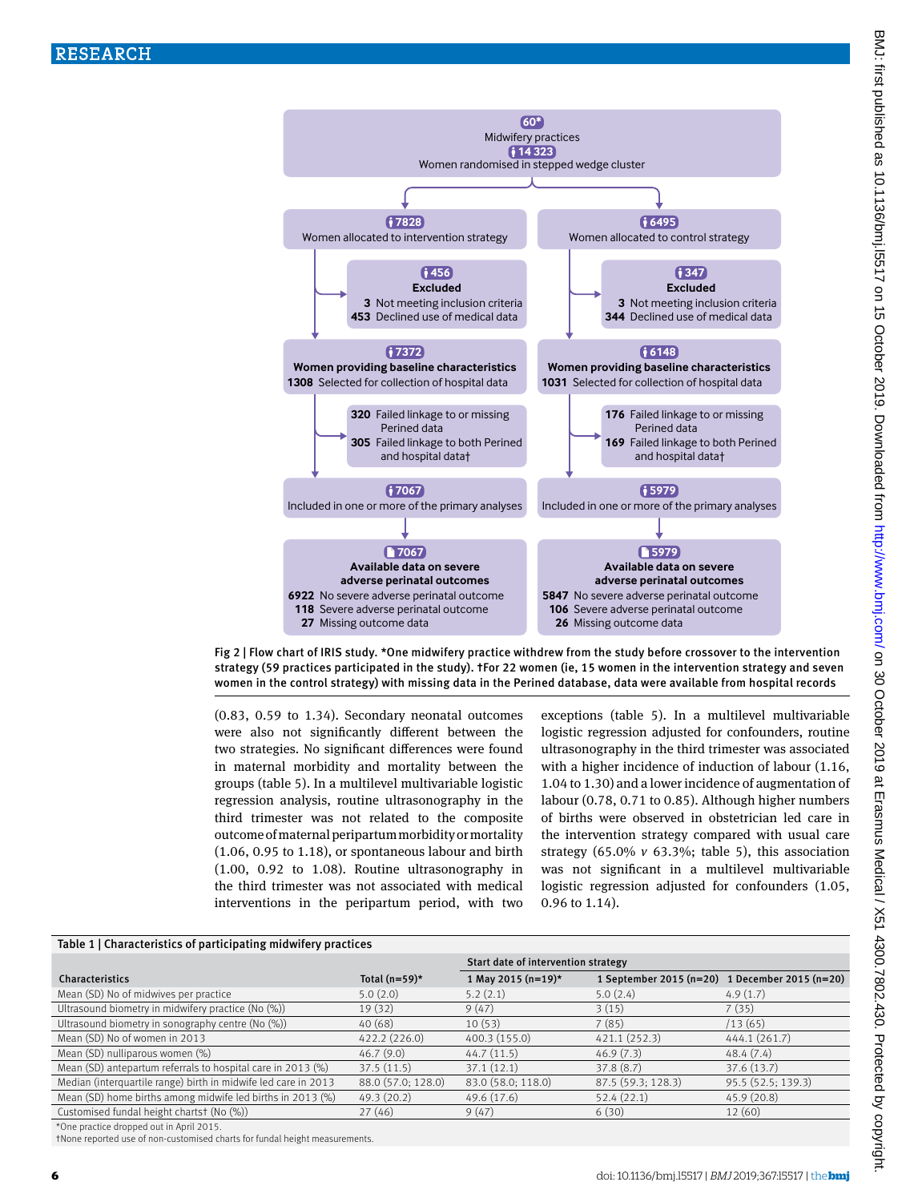60* Midwifery practices
14 323 Women randomised in stepped wedge cluster

7828 Women allocated to intervention strategy

456 Excluded
3 Not meeting inclusion criteria
453 Declined use of medical data

7372 Women providing baseline characteristics
1308 Selected for collection of hospital data

320 Failed linkage to or missing Perined data
305 Failed linkage to both Perined and hospital data†

7067 Included in one or more of the primary analyses

7067 Available data on severe adverse perinatal outcomes
6922 No severe adverse perinatal outcome
118 Severe adverse perinatal outcome
27 Missing outcome data

6495 Women allocated to control strategy

347 Excluded
3 Not meeting inclusion criteria
344 Declined use of medical data

6148 Women providing baseline characteristics
1031 Selected for collection of hospital data

176 Failed linkage to or missing Perined data
169 Failed linkage to both Perined and hospital data†

5979 Included in one or more of the primary analyses

5979 Available data on severe adverse perinatal outcomes
5847 No severe adverse perinatal outcome
106 Severe adverse perinatal outcome
26 Missing outcome data

**Fig 2 | Flow chart of IRIS study. *One midwifery practice withdrew from the study before crossover to the intervention strategy (59 practices participated in the study). †For 22 women (ie, 15 women in the intervention strategy and seven women in the control strategy) with missing data in the Perined database, data were available from hospital records**

(0.83, 0.59 to 1.34). Secondary neonatal outcomes were also not significantly different between the two strategies. No significant differences were found in maternal morbidity and mortality between the groups (table 5). In a multilevel multivariable logistic regression analysis, routine ultrasonography in the third trimester was not related to the composite outcome of maternal peripartum morbidity or mortality (1.06, 0.95 to 1.18), or spontaneous labour and birth (1.00, 0.92 to 1.08). Routine ultrasonography in the third trimester was not associated with medical interventions in the peripartum period, with two exceptions (table 5). In a multilevel multivariable logistic regression adjusted for confounders, routine ultrasonography in the third trimester was associated with a higher incidence of induction of labour (1.16, 1.04 to 1.30) and a lower incidence of augmentation of labour (0.78, 0.71 to 0.85). Although higher numbers of births were observed in obstetrician led care in the intervention strategy compared with usual care strategy (65.0% *v* 63.3%; table 5), this association was not significant in a multilevel multivariable logistic regression adjusted for confounders (1.05, 0.96 to 1.14).

**Table 1 | Characteristics of participating midwifery practices**

| Characteristics | Total (n=59)* | Start date of intervention strategy | | |
|---|---|---|---|---|
| | | 1 May 2015 (n=19)* | 1 September 2015 (n=20) | 1 December 2015 (n=20) |
| Mean (SD) No of midwives per practice | 5.0 (2.0) | 5.2 (2.1) | 5.0 (2.4) | 4.9 (1.7) |
| Ultrasound biometry in midwifery practice (No (%)) | 19 (32) | 9 (47) | 3 (15) | 7 (35) |
| Ultrasound biometry in sonography centre (No (%)) | 40 (68) | 10 (53) | 7 (85) | /13 (65) |
| Mean (SD) No of women in 2013 | 422.2 (226.0) | 400.3 (155.0) | 421.1 (252.3) | 444.1 (261.7) |
| Mean (SD) nulliparous women (%) | 46.7 (9.0) | 44.7 (11.5) | 46.9 (7.3) | 48.4 (7.4) |
| Mean (SD) antepartum referrals to hospital care in 2013 (%) | 37.5 (11.5) | 37.1 (12.1) | 37.8 (8.7) | 37.6 (13.7) |
| Median (interquartile range) birth in midwife led care in 2013 | 88.0 (57.0; 128.0) | 83.0 (58.0; 118.0) | 87.5 (59.3; 128.3) | 95.5 (52.5; 139.3) |
| Mean (SD) home births among midwife led births in 2013 (%) | 49.3 (20.2) | 49.6 (17.6) | 52.4 (22.1) | 45.9 (20.8) |
| Customised fundal height charts† (No (%)) | 27 (46) | 9 (47) | 6 (30) | 12 (60) |

*One practice dropped out in April 2015.
†None reported use of non-customised charts for fundal height measurements.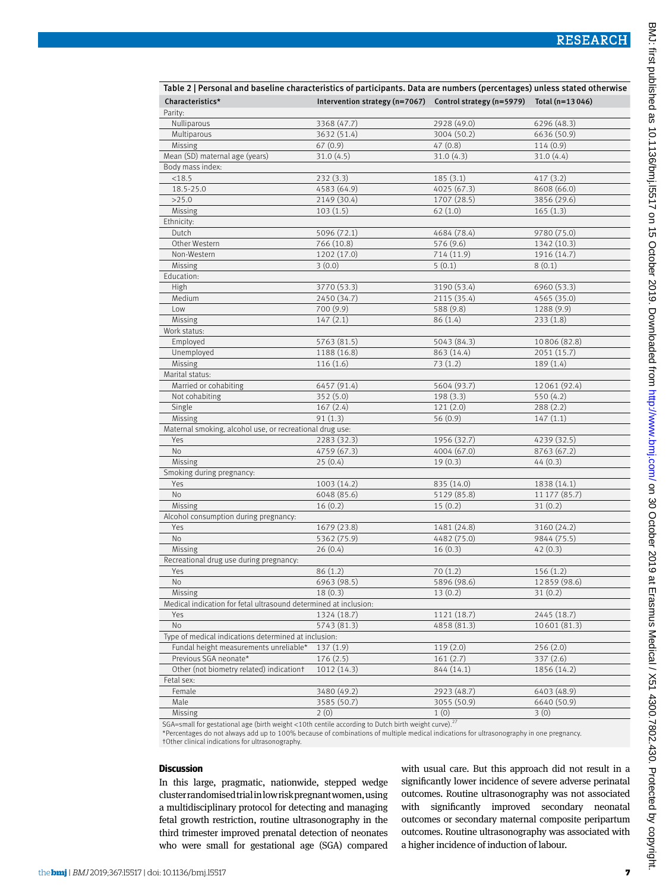Table 2 | Personal and baseline characteristics of participants. Data are numbers (percentages) unless stated otherwise

| Characteristics* | Intervention strategy (n=7067) | Control strategy (n=5979) | Total (n=13 046) |
|---|---|---|---|
| Parity: | | | |
| Nulliparous | 3368 (47.7) | 2928 (49.0) | 6296 (48.3) |
| Multiparous | 3632 (51.4) | 3004 (50.2) | 6636 (50.9) |
| Missing | 67 (0.9) | 47 (0.8) | 114 (0.9) |
| Mean (SD) maternal age (years) | 31.0 (4.5) | 31.0 (4.3) | 31.0 (4.4) |
| Body mass index: | | | |
| <18.5 | 232 (3.3) | 185 (3.1) | 417 (3.2) |
| 18.5-25.0 | 4583 (64.9) | 4025 (67.3) | 8608 (66.0) |
| >25.0 | 2149 (30.4) | 1707 (28.5) | 3856 (29.6) |
| Missing | 103 (1.5) | 62 (1.0) | 165 (1.3) |
| Ethnicity: | | | |
| Dutch | 5096 (72.1) | 4684 (78.4) | 9780 (75.0) |
| Other Western | 766 (10.8) | 576 (9.6) | 1342 (10.3) |
| Non-Western | 1202 (17.0) | 714 (11.9) | 1916 (14.7) |
| Missing | 3 (0.0) | 5 (0.1) | 8 (0.1) |
| Education: | | | |
| High | 3770 (53.3) | 3190 (53.4) | 6960 (53.3) |
| Medium | 2450 (34.7) | 2115 (35.4) | 4565 (35.0) |
| Low | 700 (9.9) | 588 (9.8) | 1288 (9.9) |
| Missing | 147 (2.1) | 86 (1.4) | 233 (1.8) |
| Work status: | | | |
| Employed | 5763 (81.5) | 5043 (84.3) | 10 806 (82.8) |
| Unemployed | 1188 (16.8) | 863 (14.4) | 2051 (15.7) |
| Missing | 116 (1.6) | 73 (1.2) | 189 (1.4) |
| Marital status: | | | |
| Married or cohabiting | 6457 (91.4) | 5604 (93.7) | 12 061 (92.4) |
| Not cohabiting | 352 (5.0) | 198 (3.3) | 550 (4.2) |
| Single | 167 (2.4) | 121 (2.0) | 288 (2.2) |
| Missing | 91 (1.3) | 56 (0.9) | 147 (1.1) |
| Maternal smoking, alcohol use, or recreational drug use: | | | |
| Yes | 2283 (32.3) | 1956 (32.7) | 4239 (32.5) |
| No | 4759 (67.3) | 4004 (67.0) | 8763 (67.2) |
| Missing | 25 (0.4) | 19 (0.3) | 44 (0.3) |
| Smoking during pregnancy: | | | |
| Yes | 1003 (14.2) | 835 (14.0) | 1838 (14.1) |
| No | 6048 (85.6) | 5129 (85.8) | 11 177 (85.7) |
| Missing | 16 (0.2) | 15 (0.2) | 31 (0.2) |
| Alcohol consumption during pregnancy: | | | |
| Yes | 1679 (23.8) | 1481 (24.8) | 3160 (24.2) |
| No | 5362 (75.9) | 4482 (75.0) | 9844 (75.5) |
| Missing | 26 (0.4) | 16 (0.3) | 42 (0.3) |
| Recreational drug use during pregnancy: | | | |
| Yes | 86 (1.2) | 70 (1.2) | 156 (1.2) |
| No | 6963 (98.5) | 5896 (98.6) | 12 859 (98.6) |
| Missing | 18 (0.3) | 13 (0.2) | 31 (0.2) |
| Medical indication for fetal ultrasound determined at inclusion: | | | |
| Yes | 1324 (18.7) | 1121 (18.7) | 2445 (18.7) |
| No | 5743 (81.3) | 4858 (81.3) | 10 601 (81.3) |
| Type of medical indications determined at inclusion: | | | |
| Fundal height measurements unreliable* | 137 (1.9) | 119 (2.0) | 256 (2.0) |
| Previous SGA neonate* | 176 (2.5) | 161 (2.7) | 337 (2.6) |
| Other (not biometry related) indication† | 1012 (14.3) | 844 (14.1) | 1856 (14.2) |
| Fetal sex: | | | |
| Female | 3480 (49.2) | 2923 (48.7) | 6403 (48.9) |
| Male | 3585 (50.7) | 3055 (50.9) | 6640 (50.9) |
| Missing | 2 (0) | 1 (0) | 3 (0) |

SGA=small for gestational age (birth weight <10th centile according to Dutch birth weight curve).[27]
*Percentages do not always add up to 100% because of combinations of multiple medical indications for ultrasonography in one pregnancy.
†Other clinical indications for ultrasonography.

## Discussion

In this large, pragmatic, nationwide, stepped wedge cluster randomised trial in low risk pregnant women, using a multidisciplinary protocol for detecting and managing fetal growth restriction, routine ultrasonography in the third trimester improved prenatal detection of neonates who were small for gestational age (SGA) compared with usual care. But this approach did not result in a significantly lower incidence of severe adverse perinatal outcomes. Routine ultrasonography was not associated with significantly improved secondary neonatal outcomes or secondary maternal composite peripartum outcomes. Routine ultrasonography was associated with a higher incidence of induction of labour.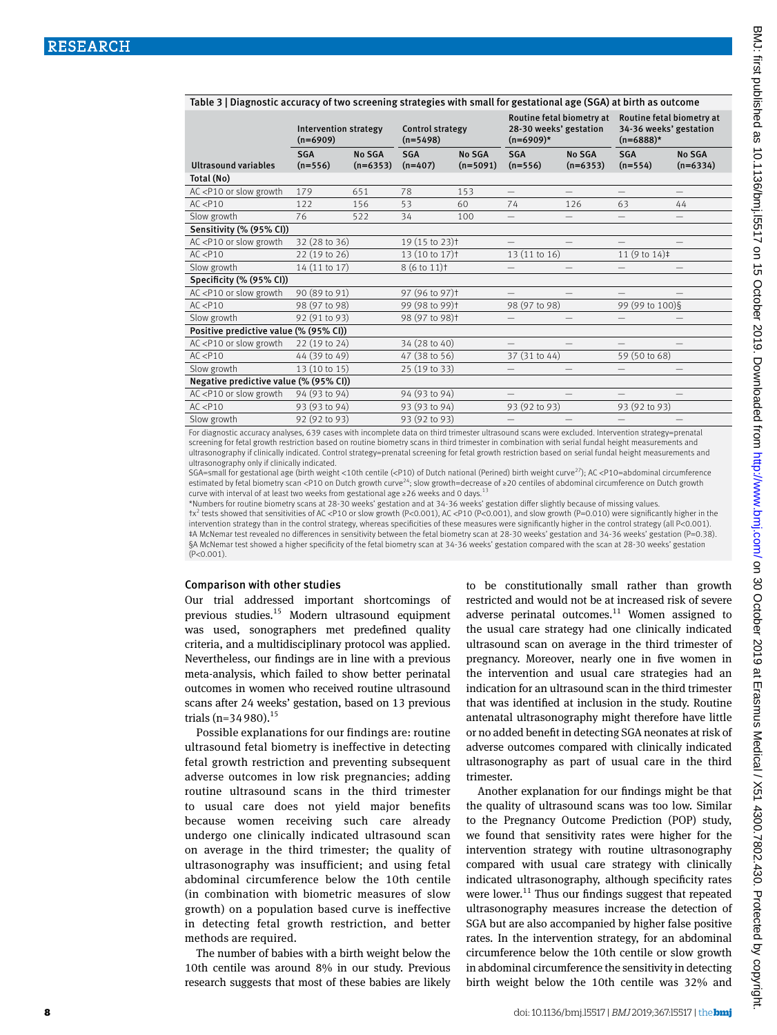**Table 3 | Diagnostic accuracy of two screening strategies with small for gestational age (SGA) at birth as outcome**

| Ultrasound variables | Intervention strategy (n=6909) | | Control strategy (n=5498) | | Routine fetal biometry at 28-30 weeks' gestation (n=6909)* | | Routine fetal biometry at 34-36 weeks' gestation (n=6888)* | |
|---|---|---|---|---|---|---|---|---|
| | SGA (n=556) | No SGA (n=6353) | SGA (n=407) | No SGA (n=5091) | SGA (n=556) | No SGA (n=6353) | SGA (n=554) | No SGA (n=6334) |
| **Total (No)** | | | | | | | | |
| AC <P10 or slow growth | 179 | 651 | 78 | 153 | — | — | — | — |
| AC <P10 | 122 | 156 | 53 | 60 | 74 | 126 | 63 | 44 |
| Slow growth | 76 | 522 | 34 | 100 | — | — | — | — |
| **Sensitivity (% (95% CI))** | | | | | | | | |
| AC <P10 or slow growth | 32 (28 to 36) | | 19 (15 to 23)† | | — | — | — | — |
| AC <P10 | 22 (19 to 26) | | 13 (10 to 17)† | | 13 (11 to 16) | | 11 (9 to 14)‡ | |
| Slow growth | 14 (11 to 17) | | 8 (6 to 11)† | | — | — | — | — |
| **Specificity (% (95% CI))** | | | | | | | | |
| AC <P10 or slow growth | 90 (89 to 91) | | 97 (96 to 97)† | | — | — | — | — |
| AC <P10 | 98 (97 to 98) | | 99 (98 to 99)† | | 98 (97 to 98) | | 99 (99 to 100)§ | |
| Slow growth | 92 (91 to 93) | | 98 (97 to 98)† | | — | — | — | — |
| **Positive predictive value (% (95% CI))** | | | | | | | | |
| AC <P10 or slow growth | 22 (19 to 24) | | 34 (28 to 40) | | — | — | — | — |
| AC <P10 | 44 (39 to 49) | | 47 (38 to 56) | | 37 (31 to 44) | | 59 (50 to 68) | |
| Slow growth | 13 (10 to 15) | | 25 (19 to 33) | | — | — | — | — |
| **Negative predictive value (% (95% CI))** | | | | | | | | |
| AC <P10 or slow growth | 94 (93 to 94) | | 94 (93 to 94) | | — | — | — | — |
| AC <P10 | 93 (93 to 94) | | 93 (93 to 94) | | 93 (92 to 93) | | 93 (92 to 93) | |
| Slow growth | 92 (92 to 93) | | 93 (92 to 93) | | — | — | — | — |

For diagnostic accuracy analyses, 639 cases with incomplete data on third trimester ultrasound scans were excluded. Intervention strategy=prenatal screening for fetal growth restriction based on routine biometry scans in third trimester in combination with serial fundal height measurements and ultrasonography if clinically indicated. Control strategy=prenatal screening for fetal growth restriction based on serial fundal height measurements and ultrasonography only if clinically indicated.

SGA=small for gestational age (birth weight <10th centile (<P10) of Dutch national (Perined) birth weight curve[27]); AC <P10=abdominal circumference estimated by fetal biometry scan <P10 on Dutch growth curve[24]; slow growth=decrease of ≥20 centiles of abdominal circumference on Dutch growth curve with interval of at least two weeks from gestational age ≥26 weeks and 0 days.[13]

*Numbers for routine biometry scans at 28-30 weeks' gestation and at 34-36 weeks' gestation differ slightly because of missing values.

†$\chi^2$ tests showed that sensitivities of AC <P10 or slow growth (P<0.001), AC <P10 (P<0.001), and slow growth (P=0.010) were significantly higher in the intervention strategy than in the control strategy, whereas specificities of these measures were significantly higher in the control strategy (all P<0.001).

‡A McNemar test revealed no differences in sensitivity between the fetal biometry scan at 28-30 weeks' gestation and 34-36 weeks' gestation (P=0.38).

§A McNemar test showed a higher specificity of the fetal biometry scan at 34-36 weeks' gestation compared with the scan at 28-30 weeks' gestation (P<0.001).

### Comparison with other studies

Our trial addressed important shortcomings of previous studies.[15] Modern ultrasound equipment was used, sonographers met predefined quality criteria, and a multidisciplinary protocol was applied. Nevertheless, our findings are in line with a previous meta-analysis, which failed to show better perinatal outcomes in women who received routine ultrasound scans after 24 weeks' gestation, based on 13 previous trials (n=34 980).[15]

Possible explanations for our findings are: routine ultrasound fetal biometry is ineffective in detecting fetal growth restriction and preventing subsequent adverse outcomes in low risk pregnancies; adding routine ultrasound scans in the third trimester to usual care does not yield major benefits because women receiving such care already undergo one clinically indicated ultrasound scan on average in the third trimester; the quality of ultrasonography was insufficient; and using fetal abdominal circumference below the 10th centile (in combination with biometric measures of slow growth) on a population based curve is ineffective in detecting fetal growth restriction, and better methods are required.

The number of babies with a birth weight below the 10th centile was around 8% in our study. Previous research suggests that most of these babies are likely to be constitutionally small rather than growth restricted and would not be at increased risk of severe adverse perinatal outcomes.[11] Women assigned to the usual care strategy had one clinically indicated ultrasound scan on average in the third trimester of pregnancy. Moreover, nearly one in five women in the intervention and usual care strategies had an indication for an ultrasound scan in the third trimester that was identified at inclusion in the study. Routine antenatal ultrasonography might therefore have little or no added benefit in detecting SGA neonates at risk of adverse outcomes compared with clinically indicated ultrasonography as part of usual care in the third trimester.

Another explanation for our findings might be that the quality of ultrasound scans was too low. Similar to the Pregnancy Outcome Prediction (POP) study, we found that sensitivity rates were higher for the intervention strategy with routine ultrasonography compared with usual care strategy with clinically indicated ultrasonography, although specificity rates were lower.[11] Thus our findings suggest that repeated ultrasonography measures increase the detection of SGA but are also accompanied by higher false positive rates. In the intervention strategy, for an abdominal circumference below the 10th centile or slow growth in abdominal circumference the sensitivity in detecting birth weight below the 10th centile was 32% and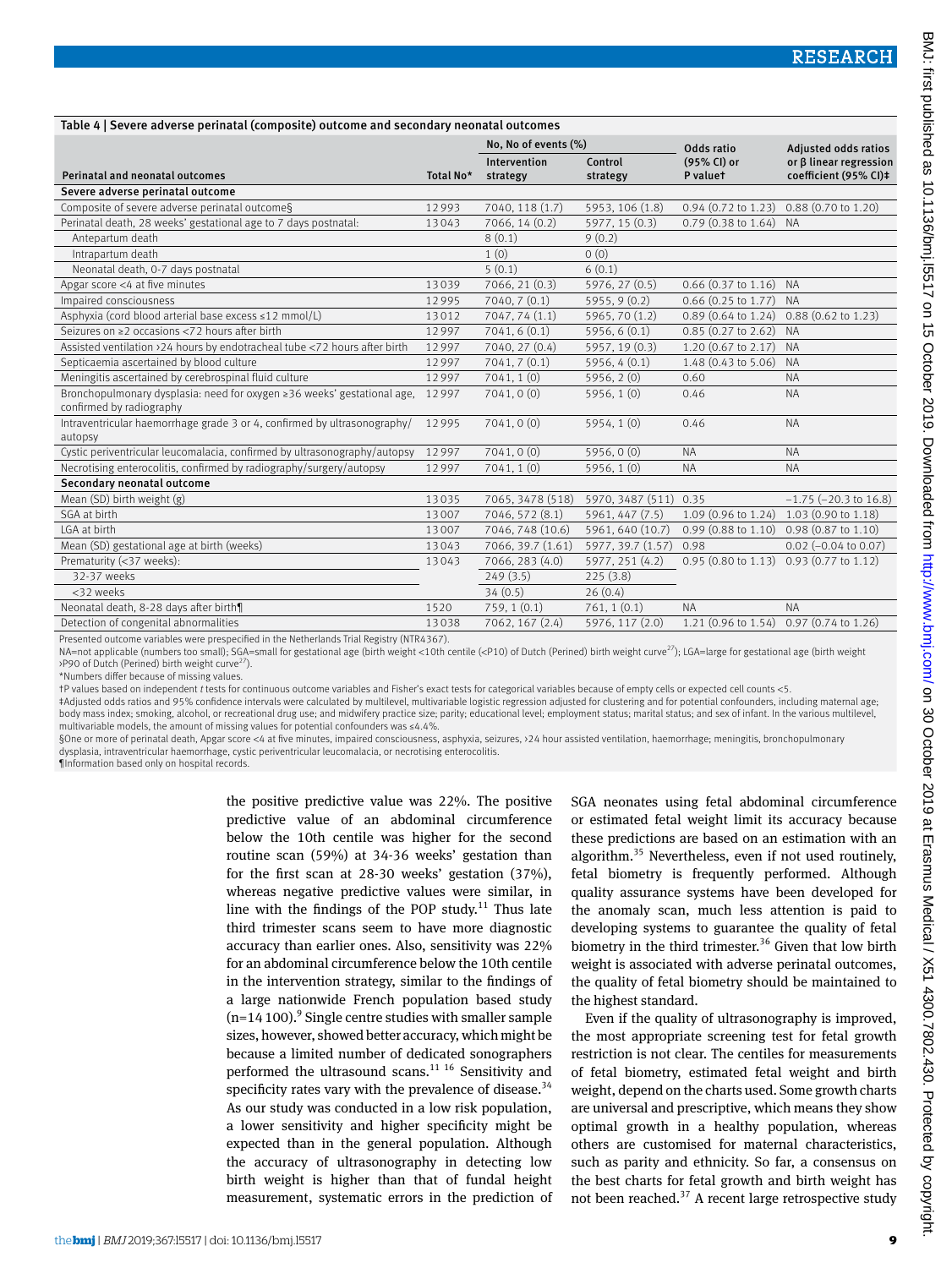**Table 4 | Severe adverse perinatal (composite) outcome and secondary neonatal outcomes**

| Perinatal and neonatal outcomes | Total No* | No, No of events (%) | | Odds ratio (95% CI) or P value† | Adjusted odds ratios or β linear regression coefficient (95% CI)‡ |
|---|---|---|---|---|---|
| | | Intervention strategy | Control strategy | | |
| **Severe adverse perinatal outcome** | | | | | |
| Composite of severe adverse perinatal outcome§ | 12993 | 7040, 118 (1.7) | 5953, 106 (1.8) | 0.94 (0.72 to 1.23) | 0.88 (0.70 to 1.20) |
| Perinatal death, 28 weeks' gestational age to 7 days postnatal: | 13043 | 7066, 14 (0.2) | 5977, 15 (0.3) | 0.79 (0.38 to 1.64) | NA |
| Antepartum death | | 8 (0.1) | 9 (0.2) | | |
| Intrapartum death | | 1 (0) | 0 (0) | | |
| Neonatal death, 0-7 days postnatal | | 5 (0.1) | 6 (0.1) | | |
| Apgar score <4 at five minutes | 13039 | 7066, 21 (0.3) | 5976, 27 (0.5) | 0.66 (0.37 to 1.16) | NA |
| Impaired consciousness | 12995 | 7040, 7 (0.1) | 5955, 9 (0.2) | 0.66 (0.25 to 1.77) | NA |
| Asphyxia (cord blood arterial base excess ≤12 mmol/L) | 13012 | 7047, 74 (1.1) | 5965, 70 (1.2) | 0.89 (0.64 to 1.24) | 0.88 (0.62 to 1.23) |
| Seizures on ≥2 occasions <72 hours after birth | 12997 | 7041, 6 (0.1) | 5956, 6 (0.1) | 0.85 (0.27 to 2.62) | NA |
| Assisted ventilation >24 hours by endotracheal tube <72 hours after birth | 12997 | 7040, 27 (0.4) | 5957, 19 (0.3) | 1.20 (0.67 to 2.17) | NA |
| Septicaemia ascertained by blood culture | 12997 | 7041, 7 (0.1) | 5956, 4 (0.1) | 1.48 (0.43 to 5.06) | NA |
| Meningitis ascertained by cerebrospinal fluid culture | 12997 | 7041, 1 (0) | 5956, 2 (0) | 0.60 | NA |
| Bronchopulmonary dysplasia: need for oxygen ≥36 weeks' gestational age, confirmed by radiography | 12997 | 7041, 0 (0) | 5956, 1 (0) | 0.46 | NA |
| Intraventricular haemorrhage grade 3 or 4, confirmed by ultrasonography/autopsy | 12995 | 7041, 0 (0) | 5954, 1 (0) | 0.46 | NA |
| Cystic periventricular leucomalacia, confirmed by ultrasonography/autopsy | 12997 | 7041, 0 (0) | 5956, 0 (0) | NA | NA |
| Necrotising enterocolitis, confirmed by radiography/surgery/autopsy | 12997 | 7041, 1 (0) | 5956, 1 (0) | NA | NA |
| **Secondary neonatal outcome** | | | | | |
| Mean (SD) birth weight (g) | 13035 | 7065, 3478 (518) | 5970, 3487 (511) | 0.35 | −1.75 (−20.3 to 16.8) |
| SGA at birth | 13007 | 7046, 572 (8.1) | 5961, 447 (7.5) | 1.09 (0.96 to 1.24) | 1.03 (0.90 to 1.18) |
| LGA at birth | 13007 | 7046, 748 (10.6) | 5961, 640 (10.7) | 0.99 (0.88 to 1.10) | 0.98 (0.87 to 1.10) |
| Mean (SD) gestational age at birth (weeks) | 13043 | 7066, 39.7 (1.61) | 5977, 39.7 (1.57) | 0.98 | 0.02 (−0.04 to 0.07) |
| Prematurity (<37 weeks): | 13043 | 7066, 283 (4.0) | 5977, 251 (4.2) | 0.95 (0.80 to 1.13) | 0.93 (0.77 to 1.12) |
| 32-37 weeks | | 249 (3.5) | 225 (3.8) | | |
| <32 weeks | | 34 (0.5) | 26 (0.4) | | |
| Neonatal death, 8-28 days after birth¶ | 1520 | 759, 1 (0.1) | 761, 1 (0.1) | NA | NA |
| Detection of congenital abnormalities | 13038 | 7062, 167 (2.4) | 5976, 117 (2.0) | 1.21 (0.96 to 1.54) | 0.97 (0.74 to 1.26) |

Presented outcome variables were prespecified in the Netherlands Trial Registry (NTR4367).

NA=not applicable (numbers too small); SGA=small for gestational age (birth weight <10th centile (<P10) of Dutch (Perined) birth weight curve[27]); LGA=large for gestational age (birth weight >P90 of Dutch (Perined) birth weight curve[27]).

*Numbers differ because of missing values.

†P values based on independent *t* tests for continuous outcome variables and Fisher's exact tests for categorical variables because of empty cells or expected cell counts <5.

‡Adjusted odds ratios and 95% confidence intervals were calculated by multilevel, multivariable logistic regression adjusted for clustering and for potential confounders, including maternal age; body mass index; smoking, alcohol, or recreational drug use; and midwifery practice size; parity; educational level; employment status; marital status; and sex of infant. In the various multilevel, multivariable models, the amount of missing values for potential confounders was ≤4.4%.

§One or more of perinatal death, Apgar score <4 at five minutes, impaired consciousness, asphyxia, seizures, >24 hour assisted ventilation, haemorrhage; meningitis, bronchopulmonary dysplasia, intraventricular haemorrhage, cystic periventricular leucomalacia, or necrotising enterocolitis.

¶Information based only on hospital records.

the positive predictive value was 22%. The positive predictive value of an abdominal circumference below the 10th centile was higher for the second routine scan (59%) at 34-36 weeks' gestation than for the first scan at 28-30 weeks' gestation (37%), whereas negative predictive values were similar, in line with the findings of the POP study.[11] Thus late third trimester scans seem to have more diagnostic accuracy than earlier ones. Also, sensitivity was 22% for an abdominal circumference below the 10th centile in the intervention strategy, similar to the findings of a large nationwide French population based study (n=14 100).[9] Single centre studies with smaller sample sizes, however, showed better accuracy, which might be because a limited number of dedicated sonographers performed the ultrasound scans.[11 16] Sensitivity and specificity rates vary with the prevalence of disease.[34] As our study was conducted in a low risk population, a lower sensitivity and higher specificity might be expected than in the general population. Although the accuracy of ultrasonography in detecting low birth weight is higher than that of fundal height measurement, systematic errors in the prediction of SGA neonates using fetal abdominal circumference or estimated fetal weight limit its accuracy because these predictions are based on an estimation with an algorithm.[35] Nevertheless, even if not used routinely, fetal biometry is frequently performed. Although quality assurance systems have been developed for the anomaly scan, much less attention is paid to developing systems to guarantee the quality of fetal biometry in the third trimester.[36] Given that low birth weight is associated with adverse perinatal outcomes, the quality of fetal biometry should be maintained to the highest standard.

Even if the quality of ultrasonography is improved, the most appropriate screening test for fetal growth restriction is not clear. The centiles for measurements of fetal biometry, estimated fetal weight and birth weight, depend on the charts used. Some growth charts are universal and prescriptive, which means they show optimal growth in a healthy population, whereas others are customised for maternal characteristics, such as parity and ethnicity. So far, a consensus on the best charts for fetal growth and birth weight has not been reached.[37] A recent large retrospective study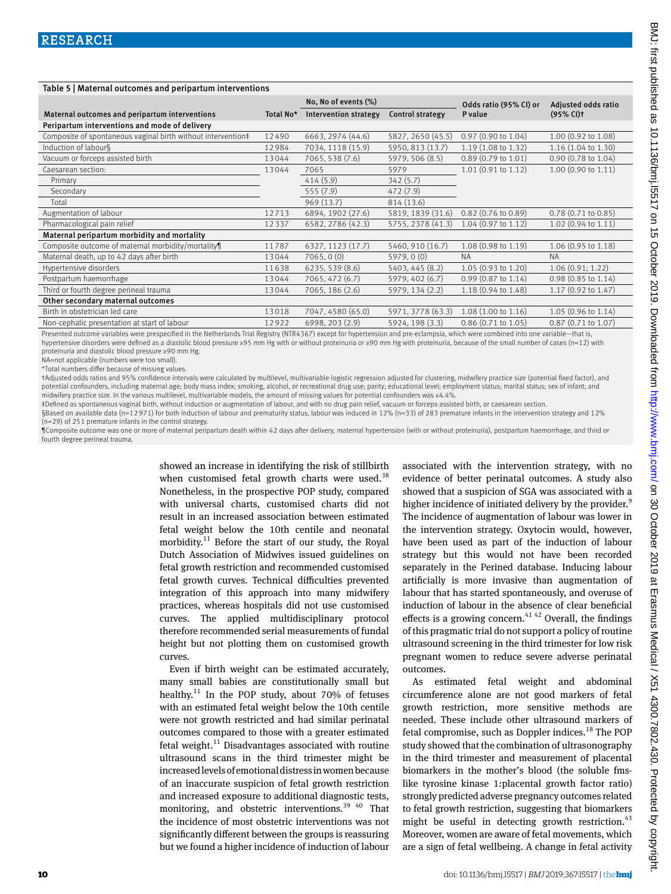Table 5 | Maternal outcomes and peripartum interventions

| Maternal outcomes and peripartum interventions | Total No* | No, No of events (%) | | Odds ratio (95% CI) or P value | Adjusted odds ratio (95% CI)† |
|---|---|---|---|---|---|
| | | Intervention strategy | Control strategy | | |
| **Peripartum interventions and mode of delivery** | | | | | |
| Composite of spontaneous vaginal birth without intervention‡ | 12490 | 6663, 2974 (44.6) | 5827, 2650 (45.5) | 0.97 (0.90 to 1.04) | 1.00 (0.92 to 1.08) |
| Induction of labour§ | 12984 | 7034, 1118 (15.9) | 5950, 813 (13.7) | 1.19 (1.08 to 1.32) | 1.16 (1.04 to 1.30) |
| Vacuum or forceps assisted birth | 13044 | 7065, 538 (7.6) | 5979, 506 (8.5) | 0.89 (0.79 to 1.01) | 0.90 (0.78 to 1.04) |
| Caesarean section: | 13044 | 7065 | 5979 | 1.01 (0.91 to 1.12) | 1.00 (0.90 to 1.11) |
| Primary | | 414 (5.9) | 342 (5.7) | | |
| Secondary | | 555 (7.9) | 472 (7.9) | | |
| Total | | 969 (13.7) | 814 (13.6) | | |
| Augmentation of labour | 12713 | 6894, 1902 (27.6) | 5819, 1839 (31.6) | 0.82 (0.76 to 0.89) | 0.78 (0.71 to 0.85) |
| Pharmacological pain relief | 12337 | 6582, 2786 (42.3) | 5755, 2378 (41.3) | 1.04 (0.97 to 1.12) | 1.02 (0.94 to 1.11) |
| **Maternal peripartum morbidity and mortality** | | | | | |
| Composite outcome of maternal morbidity/mortality¶ | 11787 | 6327, 1123 (17.7) | 5460, 910 (16.7) | 1.08 (0.98 to 1.19) | 1.06 (0.95 to 1.18) |
| Maternal death, up to 42 days after birth | 13044 | 7065, 0 (0) | 5979, 0 (0) | NA | NA |
| Hypertensive disorders | 11638 | 6235, 539 (8.6) | 5403, 445 (8.2) | 1.05 (0.93 to 1.20) | 1.06 (0.91; 1.22) |
| Postpartum haemorrhage | 13044 | 7065, 472 (6.7) | 5979, 402 (6.7) | 0.99 (0.87 to 1.14) | 0.98 (0.85 to 1.14) |
| Third or fourth degree perineal trauma | 13044 | 7065, 186 (2.6) | 5979, 134 (2.2) | 1.18 (0.94 to 1.48) | 1.17 (0.92 to 1.47) |
| **Other secondary maternal outcomes** | | | | | |
| Birth in obstetrician led care | 13018 | 7047, 4580 (65.0) | 5971, 3778 (63.3) | 1.08 (1.00 to 1.16) | 1.05 (0.96 to 1.14) |
| Non-cephalic presentation at start of labour | 12922 | 6998, 203 (2.9) | 5924, 198 (3.3) | 0.86 (0.71 to 1.05) | 0.87 (0.71 to 1.07) |

Presented outcome variables were prespecified in the Netherlands Trial Registry (NTR4367) except for hypertension and pre-eclampsia, which were combined into one variable—that is, hypertensive disorders were defined as a diastolic blood pressure ≥95 mm Hg with or without proteinuria or ≥90 mm Hg with proteinuria, because of the small number of cases (n=12) with proteinuria and diastolic blood pressure ≥90 mm Hg.
NA=not applicable (numbers were too small).
*Total numbers differ because of missing values.
†Adjusted odds ratios and 95% confidence intervals were calculated by multilevel, multivariable logistic regression adjusted for clustering, midwifery practice size (potential fixed factor), and potential confounders, including maternal age; body mass index; smoking, alcohol, or recreational drug use; parity; educational level; employment status; marital status; sex of infant; and midwifery practice size. In the various multilevel, multivariable models, the amount of missing values for potential confounders was ≤4.4%.
‡Defined as spontaneous vaginal birth, without induction or augmentation of labour, and with no drug pain relief, vacuum or forceps assisted birth, or caesarean section.
§Based on available data (n=12 971) for both induction of labour and prematurity status, labour was induced in 12% (n=33) of 283 premature infants in the intervention strategy and 12% (n=29) of 251 premature infants in the control strategy.
¶Composite outcome was one or more of maternal peripartum death within 42 days after delivery, maternal hypertension (with or without proteinuria), postpartum haemorrhage, and third or fourth degree perineal trauma.

showed an increase in identifying the risk of stillbirth when customised fetal growth charts were used.[38] Nonetheless, in the prospective POP study, compared with universal charts, customised charts did not result in an increased association between estimated fetal weight below the 10th centile and neonatal morbidity.[11] Before the start of our study, the Royal Dutch Association of Midwives issued guidelines on fetal growth restriction and recommended customised fetal growth curves. Technical difficulties prevented integration of this approach into many midwifery practices, whereas hospitals did not use customised curves. The applied multidisciplinary protocol therefore recommended serial measurements of fundal height but not plotting them on customised growth curves.

Even if birth weight can be estimated accurately, many small babies are constitutionally small but healthy.[11] In the POP study, about 70% of fetuses with an estimated fetal weight below the 10th centile were not growth restricted and had similar perinatal outcomes compared to those with a greater estimated fetal weight.[11] Disadvantages associated with routine ultrasound scans in the third trimester might be increased levels of emotional distress in women because of an inaccurate suspicion of fetal growth restriction and increased exposure to additional diagnostic tests, monitoring, and obstetric interventions.[39 40] That the incidence of most obstetric interventions was not significantly different between the groups is reassuring but we found a higher incidence of induction of labour associated with the intervention strategy, with no evidence of better perinatal outcomes. A study also showed that a suspicion of SGA was associated with a higher incidence of initiated delivery by the provider.[9] The incidence of augmentation of labour was lower in the intervention strategy. Oxytocin would, however, have been used as part of the induction of labour strategy but this would not have been recorded separately in the Perined database. Inducing labour artificially is more invasive than augmentation of labour that has started spontaneously, and overuse of induction of labour in the absence of clear beneficial effects is a growing concern.[41 42] Overall, the findings of this pragmatic trial do not support a policy of routine ultrasound screening in the third trimester for low risk pregnant women to reduce severe adverse perinatal outcomes.

As estimated fetal weight and abdominal circumference alone are not good markers of fetal growth restriction, more sensitive methods are needed. These include other ultrasound markers of fetal compromise, such as Doppler indices.[18] The POP study showed that the combination of ultrasonography in the third trimester and measurement of placental biomarkers in the mother's blood (the soluble fms-like tyrosine kinase 1:placental growth factor ratio) strongly predicted adverse pregnancy outcomes related to fetal growth restriction, suggesting that biomarkers might be useful in detecting growth restriction.[43] Moreover, women are aware of fetal movements, which are a sign of fetal wellbeing. A change in fetal activity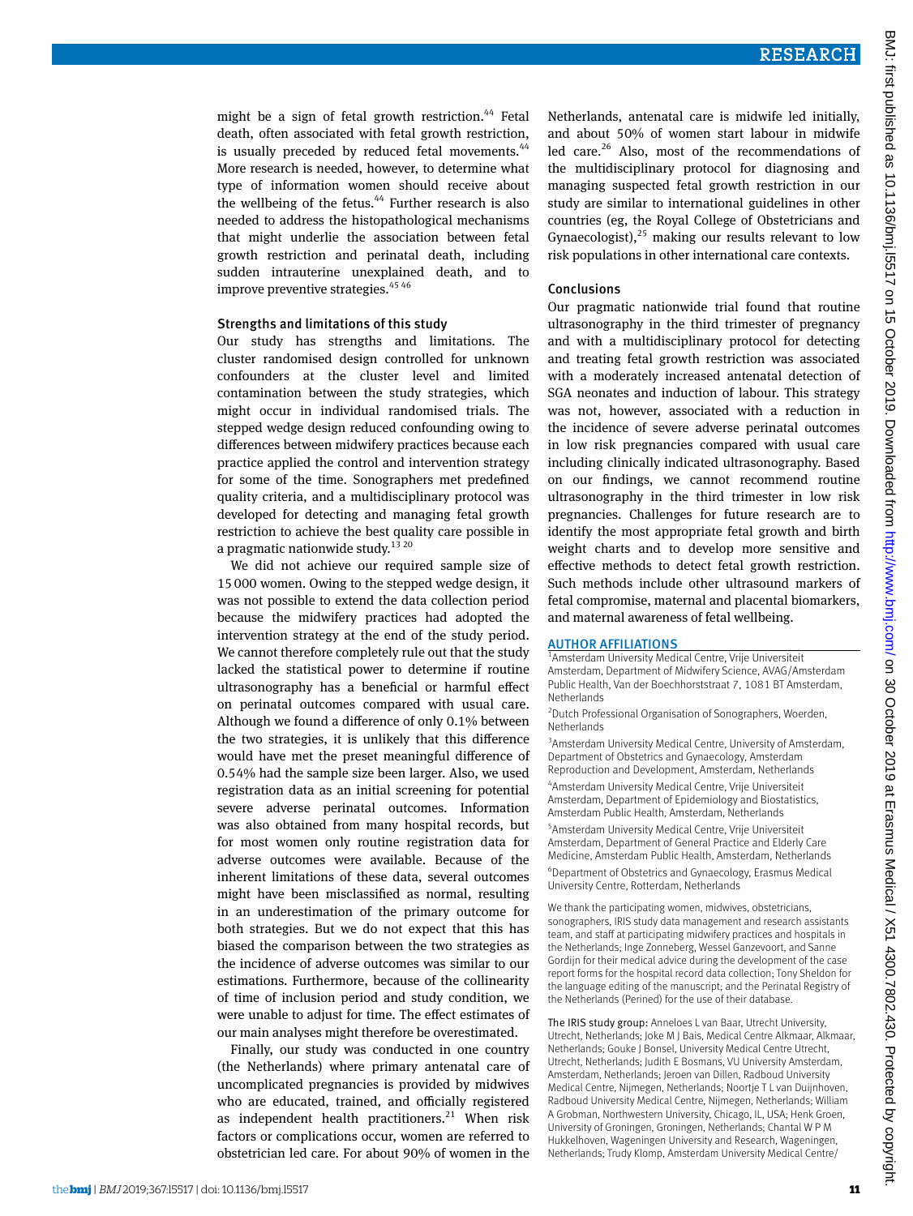might be a sign of fetal growth restriction.[44] Fetal death, often associated with fetal growth restriction, is usually preceded by reduced fetal movements.[44] More research is needed, however, to determine what type of information women should receive about the wellbeing of the fetus.[44] Further research is also needed to address the histopathological mechanisms that might underlie the association between fetal growth restriction and perinatal death, including sudden intrauterine unexplained death, and to improve preventive strategies.[45 46]

### Strengths and limitations of this study

Our study has strengths and limitations. The cluster randomised design controlled for unknown confounders at the cluster level and limited contamination between the study strategies, which might occur in individual randomised trials. The stepped wedge design reduced confounding owing to differences between midwifery practices because each practice applied the control and intervention strategy for some of the time. Sonographers met predefined quality criteria, and a multidisciplinary protocol was developed for detecting and managing fetal growth restriction to achieve the best quality care possible in a pragmatic nationwide study.[13 20]

We did not achieve our required sample size of 15 000 women. Owing to the stepped wedge design, it was not possible to extend the data collection period because the midwifery practices had adopted the intervention strategy at the end of the study period. We cannot therefore completely rule out that the study lacked the statistical power to determine if routine ultrasonography has a beneficial or harmful effect on perinatal outcomes compared with usual care. Although we found a difference of only 0.1% between the two strategies, it is unlikely that this difference would have met the preset meaningful difference of 0.54% had the sample size been larger. Also, we used registration data as an initial screening for potential severe adverse perinatal outcomes. Information was also obtained from many hospital records, but for most women only routine registration data for adverse outcomes were available. Because of the inherent limitations of these data, several outcomes might have been misclassified as normal, resulting in an underestimation of the primary outcome for both strategies. But we do not expect that this has biased the comparison between the two strategies as the incidence of adverse outcomes was similar to our estimations. Furthermore, because of the collinearity of time of inclusion period and study condition, we were unable to adjust for time. The effect estimates of our main analyses might therefore be overestimated.

Finally, our study was conducted in one country (the Netherlands) where primary antenatal care of uncomplicated pregnancies is provided by midwives who are educated, trained, and officially registered as independent health practitioners.[21] When risk factors or complications occur, women are referred to obstetrician led care. For about 90% of women in the Netherlands, antenatal care is midwife led initially, and about 50% of women start labour in midwife led care.[26] Also, most of the recommendations of the multidisciplinary protocol for diagnosing and managing suspected fetal growth restriction in our study are similar to international guidelines in other countries (eg, the Royal College of Obstetricians and Gynaecologist),[25] making our results relevant to low risk populations in other international care contexts.

### Conclusions

Our pragmatic nationwide trial found that routine ultrasonography in the third trimester of pregnancy and with a multidisciplinary protocol for detecting and treating fetal growth restriction was associated with a moderately increased antenatal detection of SGA neonates and induction of labour. This strategy was not, however, associated with a reduction in the incidence of severe adverse perinatal outcomes in low risk pregnancies compared with usual care including clinically indicated ultrasonography. Based on our findings, we cannot recommend routine ultrasonography in the third trimester in low risk pregnancies. Challenges for future research are to identify the most appropriate fetal growth and birth weight charts and to develop more sensitive and effective methods to detect fetal growth restriction. Such methods include other ultrasound markers of fetal compromise, maternal and placental biomarkers, and maternal awareness of fetal wellbeing.

### AUTHOR AFFILIATIONS

[1]Amsterdam University Medical Centre, Vrije Universiteit Amsterdam, Department of Midwifery Science, AVAG/Amsterdam Public Health, Van der Boechhorststraat 7, 1081 BT Amsterdam, Netherlands

[2]Dutch Professional Organisation of Sonographers, Woerden, Netherlands

[3]Amsterdam University Medical Centre, University of Amsterdam, Department of Obstetrics and Gynaecology, Amsterdam Reproduction and Development, Amsterdam, Netherlands

[4]Amsterdam University Medical Centre, Vrije Universiteit Amsterdam, Department of Epidemiology and Biostatistics, Amsterdam Public Health, Amsterdam, Netherlands

[5]Amsterdam University Medical Centre, Vrije Universiteit Amsterdam, Department of General Practice and Elderly Care Medicine, Amsterdam Public Health, Amsterdam, Netherlands

[6]Department of Obstetrics and Gynaecology, Erasmus Medical University Centre, Rotterdam, Netherlands

We thank the participating women, midwives, obstetricians, sonographers, IRIS study data management and research assistants team, and staff at participating midwifery practices and hospitals in the Netherlands; Inge Zonneberg, Wessel Ganzevoort, and Sanne Gordijn for their medical advice during the development of the case report forms for the hospital record data collection; Tony Sheldon for the language editing of the manuscript; and the Perinatal Registry of the Netherlands (Perined) for the use of their database.

**The IRIS study group:** Anneloes L van Baar, Utrecht University, Utrecht, Netherlands; Joke M J Bais, Medical Centre Alkmaar, Alkmaar, Netherlands; Gouke J Bonsel, University Medical Centre Utrecht, Utrecht, Netherlands; Judith E Bosmans, VU University Amsterdam, Amsterdam, Netherlands; Jeroen van Dillen, Radboud University Medical Centre, Nijmegen, Netherlands; Noortje T L van Duijnhoven, Radboud University Medical Centre, Nijmegen, Netherlands; William A Grobman, Northwestern University, Chicago, IL, USA; Henk Groen, University of Groningen, Groningen, Netherlands; Chantal W P M Hukkelhoven, Wageningen University and Research, Wageningen, Netherlands; Trudy Klomp, Amsterdam University Medical Centre/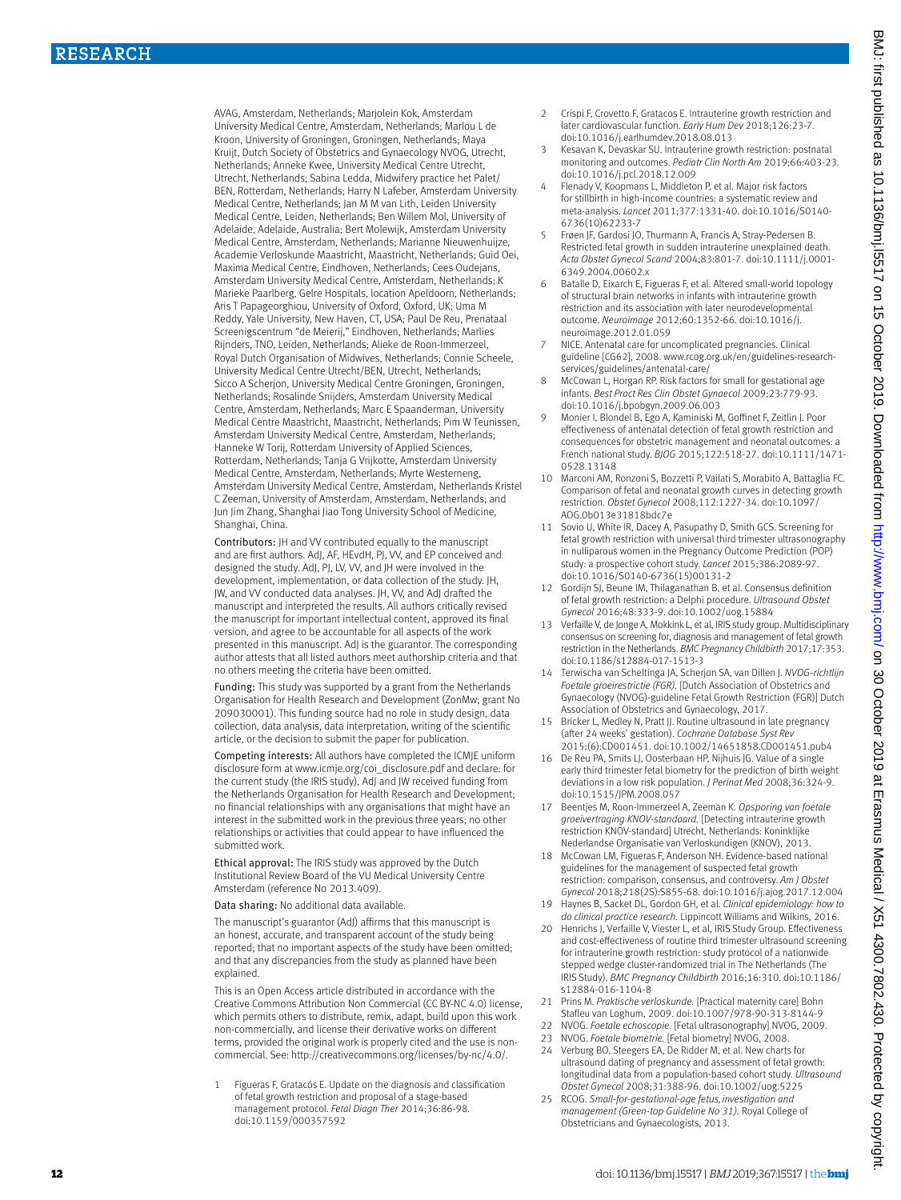AVAG, Amsterdam, Netherlands; Marjolein Kok, Amsterdam University Medical Centre, Amsterdam, Netherlands; Marlou L de Kroon, University of Groningen, Groningen, Netherlands; Maya Kruijt, Dutch Society of Obstetrics and Gynaecology NVOG, Utrecht, Netherlands; Anneke Kwee, University Medical Centre Utrecht, Utrecht, Netherlands; Sabina Ledda, Midwifery practice het Palet/ BEN, Rotterdam, Netherlands; Harry N Lafeber, Amsterdam University Medical Centre, Netherlands; Jan M M van Lith, Leiden University Medical Centre, Leiden, Netherlands; Ben Willem Mol, University of Adelaide, Adelaide, Australia; Bert Molewijk, Amsterdam University Medical Centre, Amsterdam, Netherlands; Marianne Nieuwenhuijze, Academie Verloskunde Maastricht, Maastricht, Netherlands; Guid Oei, Maxima Medical Centre, Eindhoven, Netherlands; Cees Oudejans, Amsterdam University Medical Centre, Amsterdam, Netherlands; K Marieke Paarlberg, Gelre Hospitals, location Apeldoorn, Netherlands; Aris T Papageorghiou, University of Oxford, Oxford, UK; Uma M Reddy, Yale University, New Haven, CT, USA; Paul De Reu, Prenataal Screenigscentrum "de Meierij," Eindhoven, Netherlands; Marlies Rijnders, TNO, Leiden, Netherlands; Alieke de Roon-Immerzeel, Royal Dutch Organisation of Midwives, Netherlands; Connie Scheele, University Medical Centre Utrecht/BEN, Utrecht, Netherlands; Sicco A Scherjon, University Medical Centre Groningen, Groningen, Netherlands; Rosalinde Snijders, Amsterdam University Medical Centre, Amsterdam, Netherlands; Marc E Spaanderman, University Medical Centre Maastricht, Maastricht, Netherlands; Pim W Teunissen, Amsterdam University Medical Centre, Amsterdam, Netherlands; Hanneke W Torij, Rotterdam University of Applied Sciences, Rotterdam, Netherlands; Tanja G Vrijkotte, Amsterdam University Medical Centre, Amsterdam, Netherlands; Myrte Westerneng, Amsterdam University Medical Centre, Amsterdam, Netherlands Kristel C Zeeman, University of Amsterdam, Amsterdam, Netherlands; and Jun Jim Zhang, Shanghai Jiao Tong University School of Medicine, Shanghai, China.

**Contributors:** JH and VV contributed equally to the manuscript and are first authors. AdJ, AF, HEvdH, PJ, VV, and EP conceived and designed the study. AdJ, PJ, LV, VV, and JH were involved in the development, implementation, or data collection of the study. JH, JW, and VV conducted data analyses. JH, VV, and AdJ drafted the manuscript and interpreted the results. All authors critically revised the manuscript for important intellectual content, approved its final version, and agree to be accountable for all aspects of the work presented in this manuscript. AdJ is the guarantor. The corresponding author attests that all listed authors meet authorship criteria and that no others meeting the criteria have been omitted.

**Funding:** This study was supported by a grant from the Netherlands Organisation for Health Research and Development (ZonMw; grant No 209030001). This funding source had no role in study design, data collection, data analysis, data interpretation, writing of the scientific article, or the decision to submit the paper for publication.

**Competing interests:** All authors have completed the ICMJE uniform disclosure form at www.icmje.org/coi_disclosure.pdf and declare: for the current study (the IRIS study), AdJ and JW received funding from the Netherlands Organisation for Health Research and Development; no financial relationships with any organisations that might have an interest in the submitted work in the previous three years; no other relationships or activities that could appear to have influenced the submitted work.

**Ethical approval:** The IRIS study was approved by the Dutch Institutional Review Board of the VU Medical University Centre Amsterdam (reference No 2013.409).

**Data sharing:** No additional data available.

The manuscript's guarantor (AdJ) affirms that this manuscript is an honest, accurate, and transparent account of the study being reported; that no important aspects of the study have been omitted; and that any discrepancies from the study as planned have been explained.

This is an Open Access article distributed in accordance with the Creative Commons Attribution Non Commercial (CC BY-NC 4.0) license, which permits others to distribute, remix, adapt, build upon this work non-commercially, and license their derivative works on different terms, provided the original work is properly cited and the use is non-commercial. See: http://creativecommons.org/licenses/by-nc/4.0/.

1. Figueras F, Gratacós E. Update on the diagnosis and classification of fetal growth restriction and proposal of a stage-based management protocol. *Fetal Diagn Ther* 2014;36:86-98. doi:10.1159/000357592
2. Crispi F, Crovetto F, Gratacos E. Intrauterine growth restriction and later cardiovascular function. *Early Hum Dev* 2018;126:23-7. doi:10.1016/j.earlhumdev.2018.08.013
3. Kesavan K, Devaskar SU. Intrauterine growth restriction: postnatal monitoring and outcomes. *Pediatr Clin North Am* 2019;66:403-23. doi:10.1016/j.pcl.2018.12.009
4. Flenady V, Koopmans L, Middleton P, et al. Major risk factors for stillbirth in high-income countries: a systematic review and meta-analysis. *Lancet* 2011;377:1331-40. doi:10.1016/S0140-6736(10)62233-7
5. Frøen JF, Gardosi JO, Thurmann A, Francis A, Stray-Pedersen B. Restricted fetal growth in sudden intrauterine unexplained death. *Acta Obstet Gynecol Scand* 2004;83:801-7. doi:10.1111/j.0001-6349.2004.00602.x
6. Batalle D, Eixarch E, Figueras F, et al. Altered small-world topology of structural brain networks in infants with intrauterine growth restriction and its association with later neurodevelopmental outcome. *Neuroimage* 2012;60:1352-66. doi:10.1016/j.neuroimage.2012.01.059
7. NICE. Antenatal care for uncomplicated pregnancies. Clinical guideline [CG62], 2008. www.rcog.org.uk/en/guidelines-research-services/guidelines/antenatal-care/
8. McCowan L, Horgan RP. Risk factors for small for gestational age infants. *Best Pract Res Clin Obstet Gynaecol* 2009;23:779-93. doi:10.1016/j.bpobgyn.2009.06.003
9. Monier I, Blondel B, Ego A, Kaminiski M, Goffinet F, Zeitlin J. Poor effectiveness of antenatal detection of fetal growth restriction and consequences for obstetric management and neonatal outcomes: a French national study. *BJOG* 2015;122:518-27. doi:10.1111/1471-0528.13148
10. Marconi AM, Ronzoni S, Bozzetti P, Vailati S, Morabito A, Battaglia FC. Comparison of fetal and neonatal growth curves in detecting growth restriction. *Obstet Gynecol* 2008;112:1227-34. doi:10.1097/AOG.0b013e31818bdc7e
11. Sovio U, White IR, Dacey A, Pasupathy D, Smith GCS. Screening for fetal growth restriction with universal third trimester ultrasonography in nulliparous women in the Pregnancy Outcome Prediction (POP) study: a prospective cohort study. *Lancet* 2015;386:2089-97. doi:10.1016/S0140-6736(15)00131-2
12. Gordijn SJ, Beune IM, Thilaganathan B, et al. Consensus definition of fetal growth restriction: a Delphi procedure. *Ultrasound Obstet Gynecol* 2016;48:333-9. doi:10.1002/uog.15884
13. Verfaille V, de Jonge A, Mokkink L, et al, IRIS study group. Multidisciplinary consensus on screening for, diagnosis and management of fetal growth restriction in the Netherlands. *BMC Pregnancy Childbirth* 2017;17:353. doi:10.1186/s12884-017-1513-3
14. Terwischa van Scheltinga JA, Scherjon SA, van Dillen J. *NVOG-richtlijn Foetale groeirestrictie (FGR).* [Dutch Association of Obstetrics and Gynaecology (NVOG)-guideline Fetal Growth Restriction (FGR)] Dutch Association of Obstetrics and Gynaecology, 2017.
15. Bricker L, Medley N, Pratt JJ. Routine ultrasound in late pregnancy (after 24 weeks' gestation). *Cochrane Database Syst Rev* 2015;(6):CD001451. doi:10.1002/14651858.CD001451.pub4
16. De Reu PA, Smits LJ, Oosterbaan HP, Nijhuis JG. Value of a single early third trimester fetal biometry for the prediction of birth weight deviations in a low risk population. *J Perinat Med* 2008;36:324-9. doi:10.1515/JPM.2008.057
17. Beentjes M, Roon-Immerzeel A, Zeeman K. *Opsporing van foetale groeivertraging KNOV-standaard.* [Detecting intrauterine growth restriction KNOV-standard] Utrecht, Netherlands: Koninklijke Nederlandse Organisatie van Verloskundigen (KNOV), 2013.
18. McCowan LM, Figueras F, Anderson NH. Evidence-based national guidelines for the management of suspected fetal growth restriction: comparison, consensus, and controversy. *Am J Obstet Gynecol* 2018;218(2S):S855-68. doi:10.1016/j.ajog.2017.12.004
19. Haynes B, Sacket DL, Gordon GH, et al. *Clinical epidemiology: how to do clinical practice research.* Lippincott Williams and Wilkins, 2016.
20. Henrichs J, Verfaille V, Viester L, et al, IRIS Study Group. Effectiveness and cost-effectiveness of routine third trimester ultrasound screening for intrauterine growth restriction: study protocol of a nationwide stepped wedge cluster-randomized trial in The Netherlands (The IRIS Study). *BMC Pregnancy Childbirth* 2016;16:310. doi:10.1186/s12884-016-1104-8
21. Prins M. *Praktische verloskunde.* [Practical maternity care] Bohn Stafleu van Loghum, 2009. doi:10.1007/978-90-313-8144-9
22. NVOG. *Foetale echoscopie.* [Fetal ultrasonography] NVOG, 2009.
23. NVOG. *Foetale biometrie.* [Fetal biometry] NVOG, 2008.
24. Verburg BO, Steegers EA, De Ridder M, et al. New charts for ultrasound dating of pregnancy and assessment of fetal growth: longitudinal data from a population-based cohort study. *Ultrasound Obstet Gynecol* 2008;31:388-96. doi:10.1002/uog.5225
25. RCOG. *Small-for-gestational-age fetus, investigation and management (Green-top Guideline No 31).* Royal College of Obstetricians and Gynaecologists, 2013.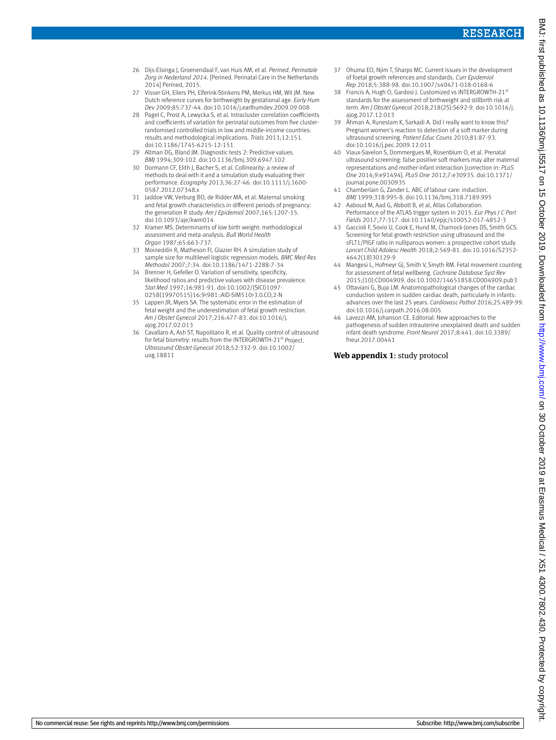26 Dijs-Elsinga J, Groenendaal F, van Huis AM, et al. *Perined. Perinatale Zorg in Nederland 2014*. [Perined. Perinatal Care in the Netherlands 2014] Perined, 2015.

27 Visser GH, Eilers PH, Elferink-Stinkens PM, Merkus HM, Wit JM. New Dutch reference curves for birthweight by gestational age. *Early Hum Dev* 2009;85:737-44. doi:10.1016/j.earlhumdev.2009.09.008

28 Pagel C, Prost A, Lewycka S, et al. Intracluster correlation coefficients and coefficients of variation for perinatal outcomes from five cluster-randomised controlled trials in low and middle-income countries: results and methodological implications. *Trials* 2011;12:151. doi:10.1186/1745-6215-12-151

29 Altman DG, Bland JM. Diagnostic tests 2: Predictive values. *BMJ* 1994;309:102. doi:10.1136/bmj.309.6947.102

30 Dormann CF, Elith J, Bacher S, et al. Collinearity: a review of methods to deal with it and a simulation study evaluating their performance. *Ecography* 2013;36:27-46. doi:10.1111/j.1600-0587.2012.07348.x

31 Jaddoe VW, Verburg BO, de Ridder MA, et al. Maternal smoking and fetal growth characteristics in different periods of pregnancy: the generation R study. *Am J Epidemiol* 2007;165:1207-15. doi:10.1093/aje/kwm014

32 Kramer MS. Determinants of low birth weight: methodological assessment and meta-analysis. *Bull World Health Organ* 1987;65:663-737.

33 Moineddin R, Matheson FI, Glazier RH. A simulation study of sample size for multilevel logistic regression models. *BMC Med Res Methodol* 2007;7:34. doi:10.1186/1471-2288-7-34

34 Brenner H, Gefeller O. Variation of sensitivity, specificity, likelihood ratios and predictive values with disease prevalence. *Stat Med* 1997;16:981-91. doi:10.1002/(SICI)1097-0258(19970515)16:9<981::AID-SIM510>3.0.CO;2-N

35 Lappen JR, Myers SA. The systematic error in the estimation of fetal weight and the underestimation of fetal growth restriction. *Am J Obstet Gynecol* 2017;216:477-83. doi:10.1016/j.ajog.2017.02.013

36 Cavallaro A, Ash ST, Napolitano R, et al. Quality control of ultrasound for fetal biometry: results from the INTERGROWTH-21st Project. *Ultrasound Obstet Gynecol* 2018;52:332-9. doi:10.1002/uog.18811

37 Ohuma EO, Njim T, Sharps MC. Current issues in the development of foetal growth references and standards. *Curr Epidemiol Rep* 2018;5:388-98. doi:10.1007/s40471-018-0168-6

38 Francis A, Hugh O, Gardosi J. Customized vs INTERGROWTH-21st standards for the assessment of birthweight and stillbirth risk at term. *Am J Obstet Gynecol* 2018;218(2S):S692-9. doi:10.1016/j.ajog.2017.12.013

39 Åhman A, Runestam K, Sarkadi A. Did I really want to know this? Pregnant women's reaction to detection of a soft marker during ultrasound screening. *Patient Educ Couns* 2010;81:87-93. doi:10.1016/j.pec.2009.12.011

40 Viaux-Savelon S, Dommergues M, Rosenblum O, et al. Prenatal ultrasound screening: false positive soft markers may alter maternal representations and mother-infant interaction [correction in: *PLoS One* 2014;9:e91494]. *PLoS One* 2012;7:e30935. doi:10.1371/journal.pone.0030935

41 Chamberlain G, Zander L. ABC of labour care: induction. *BMJ* 1999;318:995-8. doi:10.1136/bmj.318.7189.995

42 Aaboud M, Aad G, Abbott B, et al, Atlas Collaboration. Performance of the ATLAS trigger system in 2015. *Eur Phys J C Part Fields* 2017;77:317. doi:10.1140/epjc/s10052-017-4852-3

43 Gaccioli F, Sovio U, Cook E, Hund M, Charnock-Jones DS, Smith GCS. Screening for fetal growth restriction using ultrasound and the sFLT1/PlGF ratio in nulliparous women: a prospective cohort study. *Lancet Child Adolesc Health* 2018;2:569-81. doi:10.1016/S2352-4642(18)30129-9

44 Mangesi L, Hofmeyr GJ, Smith V, Smyth RM. Fetal movement counting for assessment of fetal wellbeing. *Cochrane Database Syst Rev* 2015;(10):CD004909. doi:10.1002/14651858.CD004909.pub3

45 Ottaviani G, Buja LM. Anatomopathological changes of the cardiac conduction system in sudden cardiac death, particularly in infants: advances over the last 25 years. *Cardiovasc Pathol* 2016;25:489-99. doi:10.1016/j.carpath.2016.08.005

46 Lavezzi AM, Johanson CE. Editorial: New approaches to the pathogenesis of sudden intrauterine unexplained death and sudden infant death syndrome. *Front Neurol* 2017;8:441. doi:10.3389/fneur.2017.00441

**Web appendix 1:** study protocol